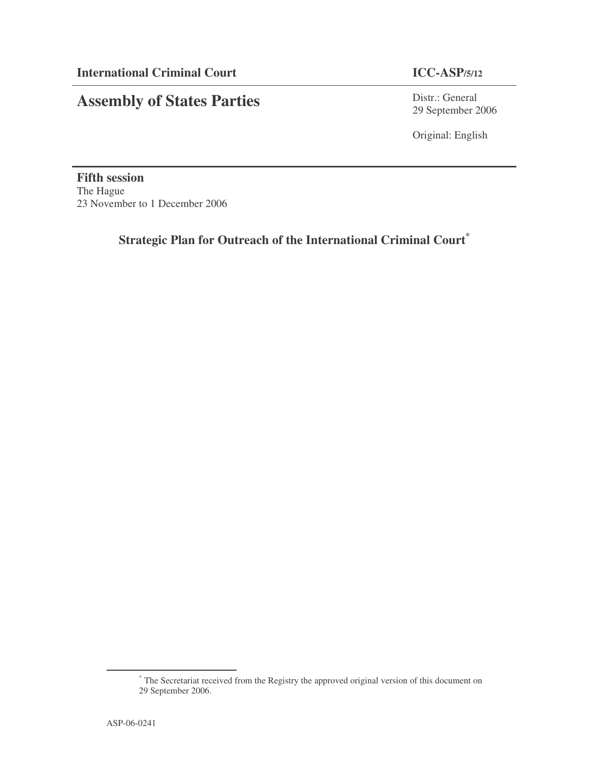**International Criminal Court** | **ICC-ASP/5/12**

# Assembly of States Parties

Distr.: General
29 September 2006

Original: English

**Fifth session**
The Hague
23 November to 1 December 2006

## Strategic Plan for Outreach of the International Criminal Court[*]

---

[*] The Secretariat received from the Registry the approved original version of this document on 29 September 2006.

ASP-06-0241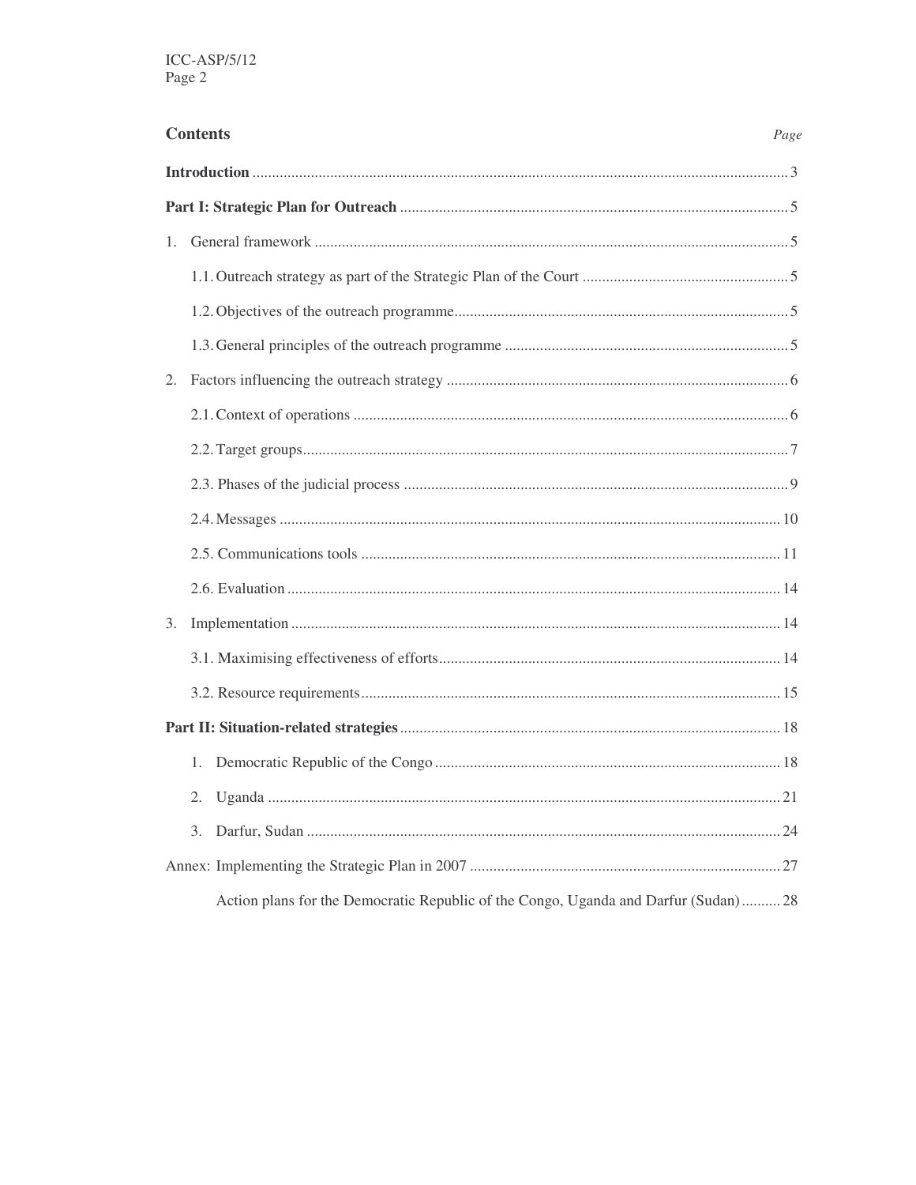## Contents

| | Page |
|---|---|
| **Introduction** | 3 |
| **Part I: Strategic Plan for Outreach** | 5 |
| 1. General framework | 5 |
| 1.1. Outreach strategy as part of the Strategic Plan of the Court | 5 |
| 1.2. Objectives of the outreach programme | 5 |
| 1.3. General principles of the outreach programme | 5 |
| 2. Factors influencing the outreach strategy | 6 |
| 2.1. Context of operations | 6 |
| 2.2. Target groups | 7 |
| 2.3. Phases of the judicial process | 9 |
| 2.4. Messages | 10 |
| 2.5. Communications tools | 11 |
| 2.6. Evaluation | 14 |
| 3. Implementation | 14 |
| 3.1. Maximising effectiveness of efforts | 14 |
| 3.2. Resource requirements | 15 |
| **Part II: Situation-related strategies** | 18 |
| 1. Democratic Republic of the Congo | 18 |
| 2. Uganda | 21 |
| 3. Darfur, Sudan | 24 |
| Annex: Implementing the Strategic Plan in 2007 | 27 |
| Action plans for the Democratic Republic of the Congo, Uganda and Darfur (Sudan) | 28 |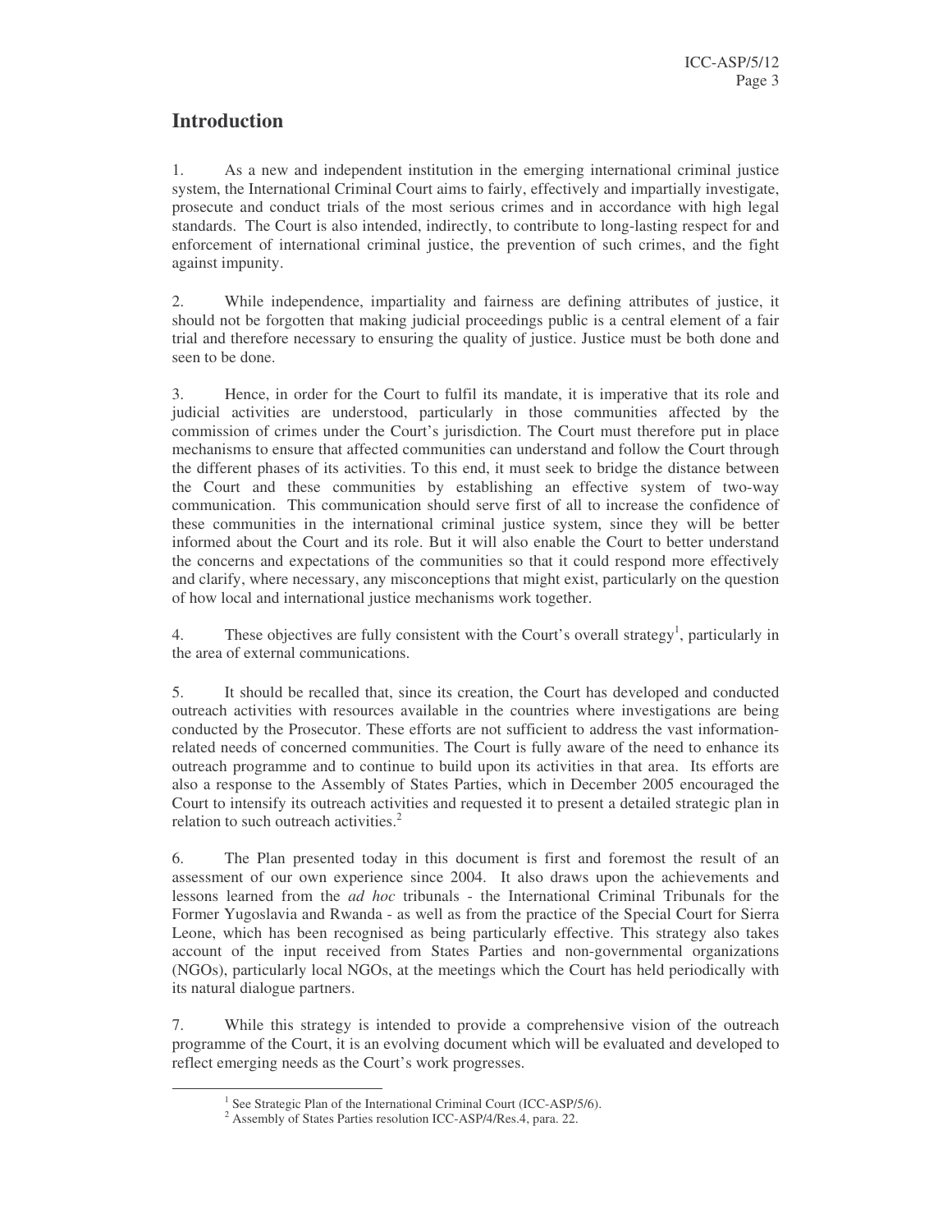## Introduction

1. As a new and independent institution in the emerging international criminal justice system, the International Criminal Court aims to fairly, effectively and impartially investigate, prosecute and conduct trials of the most serious crimes and in accordance with high legal standards. The Court is also intended, indirectly, to contribute to long-lasting respect for and enforcement of international criminal justice, the prevention of such crimes, and the fight against impunity.

2. While independence, impartiality and fairness are defining attributes of justice, it should not be forgotten that making judicial proceedings public is a central element of a fair trial and therefore necessary to ensuring the quality of justice. Justice must be both done and seen to be done.

3. Hence, in order for the Court to fulfil its mandate, it is imperative that its role and judicial activities are understood, particularly in those communities affected by the commission of crimes under the Court's jurisdiction. The Court must therefore put in place mechanisms to ensure that affected communities can understand and follow the Court through the different phases of its activities. To this end, it must seek to bridge the distance between the Court and these communities by establishing an effective system of two-way communication. This communication should serve first of all to increase the confidence of these communities in the international criminal justice system, since they will be better informed about the Court and its role. But it will also enable the Court to better understand the concerns and expectations of the communities so that it could respond more effectively and clarify, where necessary, any misconceptions that might exist, particularly on the question of how local and international justice mechanisms work together.

4. These objectives are fully consistent with the Court's overall strategy[1], particularly in the area of external communications.

5. It should be recalled that, since its creation, the Court has developed and conducted outreach activities with resources available in the countries where investigations are being conducted by the Prosecutor. These efforts are not sufficient to address the vast information-related needs of concerned communities. The Court is fully aware of the need to enhance its outreach programme and to continue to build upon its activities in that area. Its efforts are also a response to the Assembly of States Parties, which in December 2005 encouraged the Court to intensify its outreach activities and requested it to present a detailed strategic plan in relation to such outreach activities.[2]

6. The Plan presented today in this document is first and foremost the result of an assessment of our own experience since 2004. It also draws upon the achievements and lessons learned from the *ad hoc* tribunals - the International Criminal Tribunals for the Former Yugoslavia and Rwanda - as well as from the practice of the Special Court for Sierra Leone, which has been recognised as being particularly effective. This strategy also takes account of the input received from States Parties and non-governmental organizations (NGOs), particularly local NGOs, at the meetings which the Court has held periodically with its natural dialogue partners.

7. While this strategy is intended to provide a comprehensive vision of the outreach programme of the Court, it is an evolving document which will be evaluated and developed to reflect emerging needs as the Court's work progresses.

---

[1] See Strategic Plan of the International Criminal Court (ICC-ASP/5/6).

[2] Assembly of States Parties resolution ICC-ASP/4/Res.4, para. 22.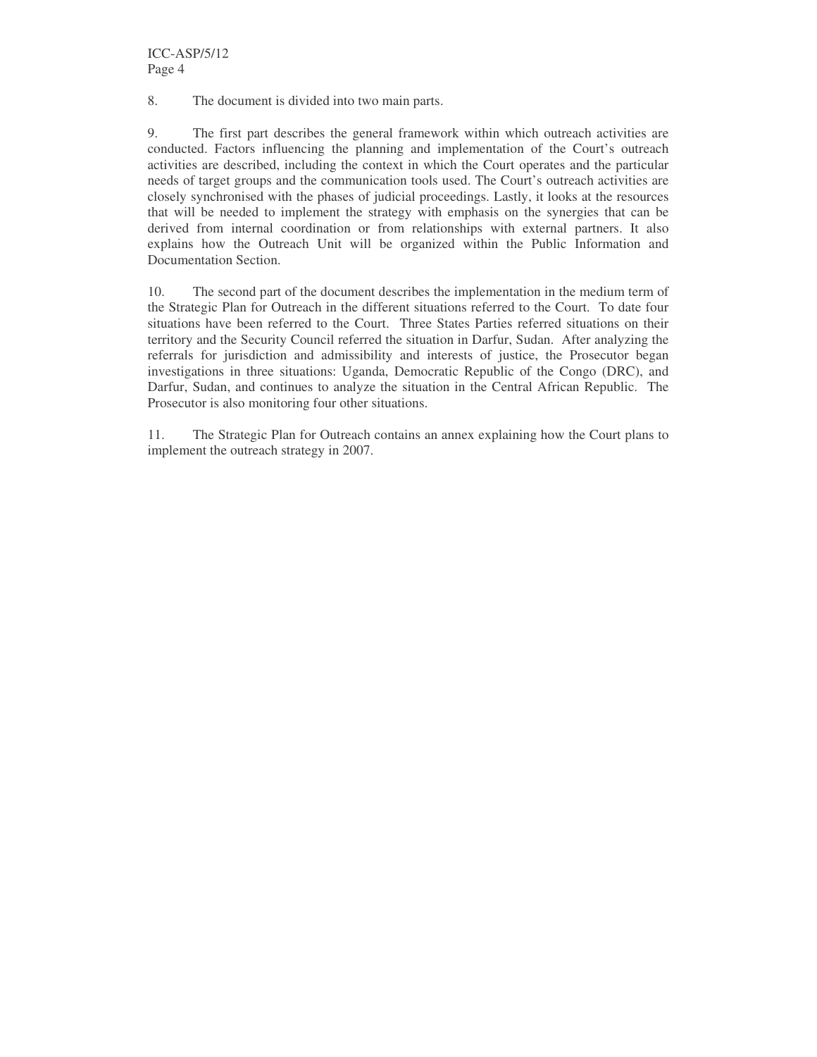8. The document is divided into two main parts.

9. The first part describes the general framework within which outreach activities are conducted. Factors influencing the planning and implementation of the Court's outreach activities are described, including the context in which the Court operates and the particular needs of target groups and the communication tools used. The Court's outreach activities are closely synchronised with the phases of judicial proceedings. Lastly, it looks at the resources that will be needed to implement the strategy with emphasis on the synergies that can be derived from internal coordination or from relationships with external partners. It also explains how the Outreach Unit will be organized within the Public Information and Documentation Section.

10. The second part of the document describes the implementation in the medium term of the Strategic Plan for Outreach in the different situations referred to the Court. To date four situations have been referred to the Court. Three States Parties referred situations on their territory and the Security Council referred the situation in Darfur, Sudan. After analyzing the referrals for jurisdiction and admissibility and interests of justice, the Prosecutor began investigations in three situations: Uganda, Democratic Republic of the Congo (DRC), and Darfur, Sudan, and continues to analyze the situation in the Central African Republic. The Prosecutor is also monitoring four other situations.

11. The Strategic Plan for Outreach contains an annex explaining how the Court plans to implement the outreach strategy in 2007.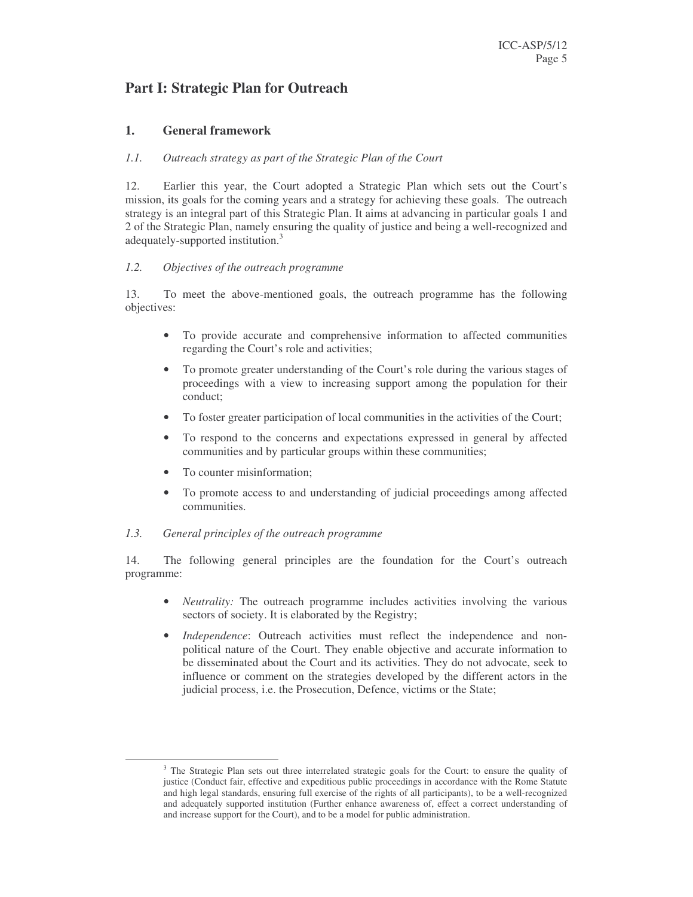# Part I: Strategic Plan for Outreach

## 1. General framework

### *1.1. Outreach strategy as part of the Strategic Plan of the Court*

12. Earlier this year, the Court adopted a Strategic Plan which sets out the Court's mission, its goals for the coming years and a strategy for achieving these goals. The outreach strategy is an integral part of this Strategic Plan. It aims at advancing in particular goals 1 and 2 of the Strategic Plan, namely ensuring the quality of justice and being a well-recognized and adequately-supported institution.[3]

### *1.2. Objectives of the outreach programme*

13. To meet the above-mentioned goals, the outreach programme has the following objectives:

- To provide accurate and comprehensive information to affected communities regarding the Court's role and activities;
- To promote greater understanding of the Court's role during the various stages of proceedings with a view to increasing support among the population for their conduct;
- To foster greater participation of local communities in the activities of the Court;
- To respond to the concerns and expectations expressed in general by affected communities and by particular groups within these communities;
- To counter misinformation;
- To promote access to and understanding of judicial proceedings among affected communities.

### *1.3. General principles of the outreach programme*

14. The following general principles are the foundation for the Court's outreach programme:

- *Neutrality:* The outreach programme includes activities involving the various sectors of society. It is elaborated by the Registry;
- *Independence*: Outreach activities must reflect the independence and non-political nature of the Court. They enable objective and accurate information to be disseminated about the Court and its activities. They do not advocate, seek to influence or comment on the strategies developed by the different actors in the judicial process, i.e. the Prosecution, Defence, victims or the State;

---

[3] The Strategic Plan sets out three interrelated strategic goals for the Court: to ensure the quality of justice (Conduct fair, effective and expeditious public proceedings in accordance with the Rome Statute and high legal standards, ensuring full exercise of the rights of all participants), to be a well-recognized and adequately supported institution (Further enhance awareness of, effect a correct understanding of and increase support for the Court), and to be a model for public administration.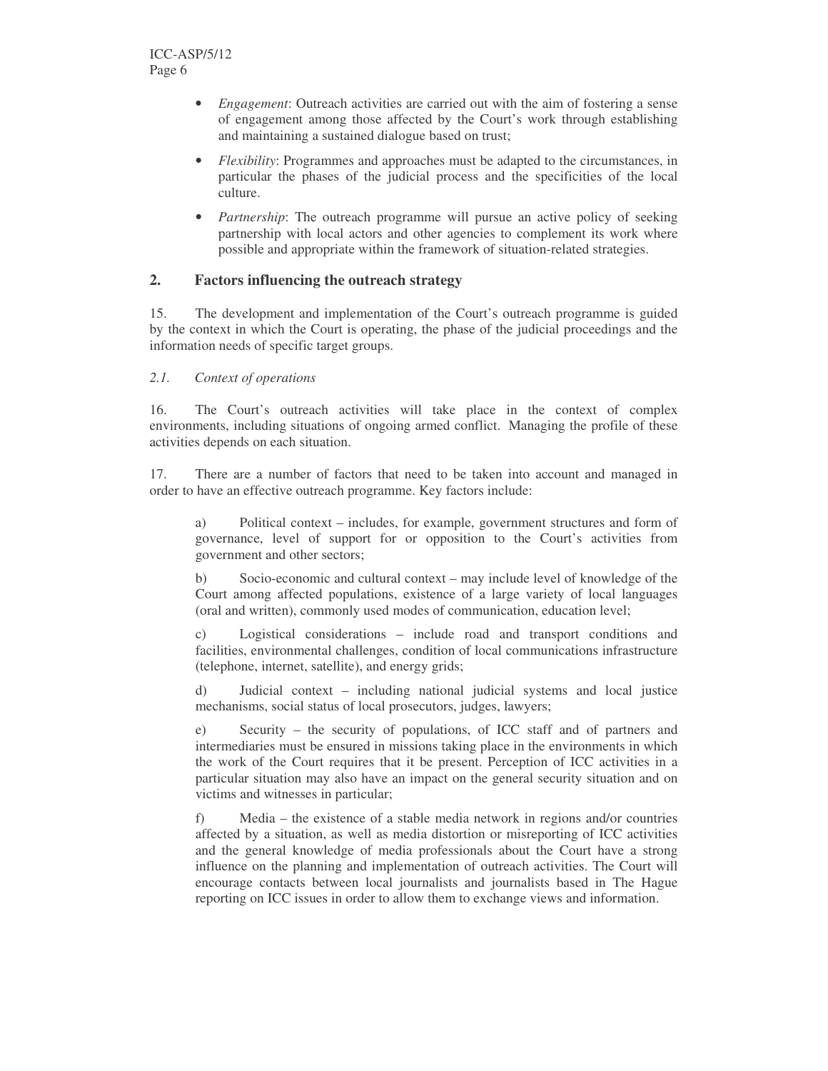- *Engagement*: Outreach activities are carried out with the aim of fostering a sense of engagement among those affected by the Court's work through establishing and maintaining a sustained dialogue based on trust;

- *Flexibility*: Programmes and approaches must be adapted to the circumstances, in particular the phases of the judicial process and the specificities of the local culture.

- *Partnership*: The outreach programme will pursue an active policy of seeking partnership with local actors and other agencies to complement its work where possible and appropriate within the framework of situation-related strategies.

## 2. Factors influencing the outreach strategy

15. The development and implementation of the Court's outreach programme is guided by the context in which the Court is operating, the phase of the judicial proceedings and the information needs of specific target groups.

### *2.1. Context of operations*

16. The Court's outreach activities will take place in the context of complex environments, including situations of ongoing armed conflict. Managing the profile of these activities depends on each situation.

17. There are a number of factors that need to be taken into account and managed in order to have an effective outreach programme. Key factors include:

a) Political context – includes, for example, government structures and form of governance, level of support for or opposition to the Court's activities from government and other sectors;

b) Socio-economic and cultural context – may include level of knowledge of the Court among affected populations, existence of a large variety of local languages (oral and written), commonly used modes of communication, education level;

c) Logistical considerations – include road and transport conditions and facilities, environmental challenges, condition of local communications infrastructure (telephone, internet, satellite), and energy grids;

d) Judicial context – including national judicial systems and local justice mechanisms, social status of local prosecutors, judges, lawyers;

e) Security – the security of populations, of ICC staff and of partners and intermediaries must be ensured in missions taking place in the environments in which the work of the Court requires that it be present. Perception of ICC activities in a particular situation may also have an impact on the general security situation and on victims and witnesses in particular;

f) Media – the existence of a stable media network in regions and/or countries affected by a situation, as well as media distortion or misreporting of ICC activities and the general knowledge of media professionals about the Court have a strong influence on the planning and implementation of outreach activities. The Court will encourage contacts between local journalists and journalists based in The Hague reporting on ICC issues in order to allow them to exchange views and information.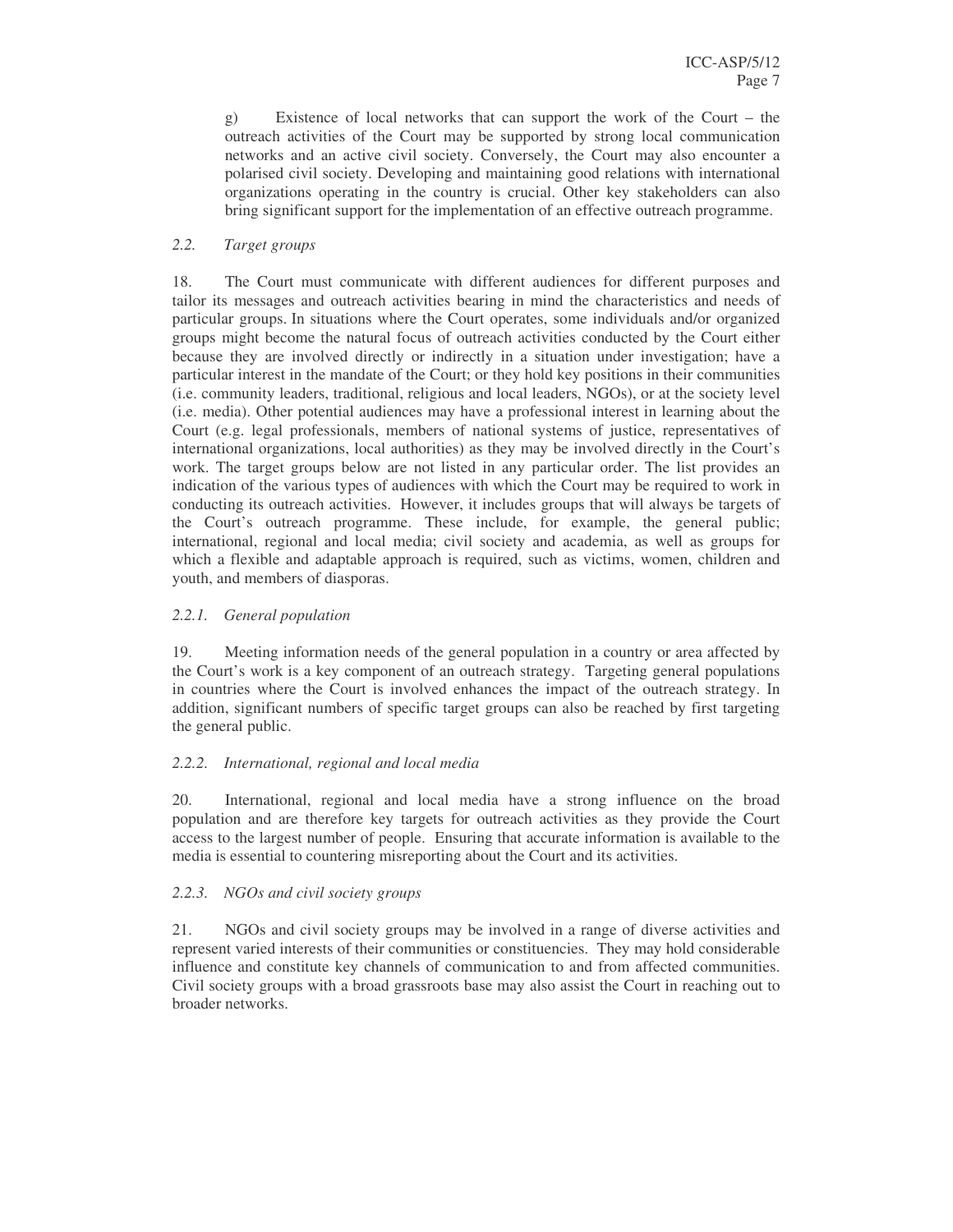g) Existence of local networks that can support the work of the Court – the outreach activities of the Court may be supported by strong local communication networks and an active civil society. Conversely, the Court may also encounter a polarised civil society. Developing and maintaining good relations with international organizations operating in the country is crucial. Other key stakeholders can also bring significant support for the implementation of an effective outreach programme.

### *2.2. Target groups*

18. The Court must communicate with different audiences for different purposes and tailor its messages and outreach activities bearing in mind the characteristics and needs of particular groups. In situations where the Court operates, some individuals and/or organized groups might become the natural focus of outreach activities conducted by the Court either because they are involved directly or indirectly in a situation under investigation; have a particular interest in the mandate of the Court; or they hold key positions in their communities (i.e. community leaders, traditional, religious and local leaders, NGOs), or at the society level (i.e. media). Other potential audiences may have a professional interest in learning about the Court (e.g. legal professionals, members of national systems of justice, representatives of international organizations, local authorities) as they may be involved directly in the Court's work. The target groups below are not listed in any particular order. The list provides an indication of the various types of audiences with which the Court may be required to work in conducting its outreach activities. However, it includes groups that will always be targets of the Court's outreach programme. These include, for example, the general public; international, regional and local media; civil society and academia, as well as groups for which a flexible and adaptable approach is required, such as victims, women, children and youth, and members of diasporas.

#### *2.2.1. General population*

19. Meeting information needs of the general population in a country or area affected by the Court's work is a key component of an outreach strategy. Targeting general populations in countries where the Court is involved enhances the impact of the outreach strategy. In addition, significant numbers of specific target groups can also be reached by first targeting the general public.

#### *2.2.2. International, regional and local media*

20. International, regional and local media have a strong influence on the broad population and are therefore key targets for outreach activities as they provide the Court access to the largest number of people. Ensuring that accurate information is available to the media is essential to countering misreporting about the Court and its activities.

#### *2.2.3. NGOs and civil society groups*

21. NGOs and civil society groups may be involved in a range of diverse activities and represent varied interests of their communities or constituencies. They may hold considerable influence and constitute key channels of communication to and from affected communities. Civil society groups with a broad grassroots base may also assist the Court in reaching out to broader networks.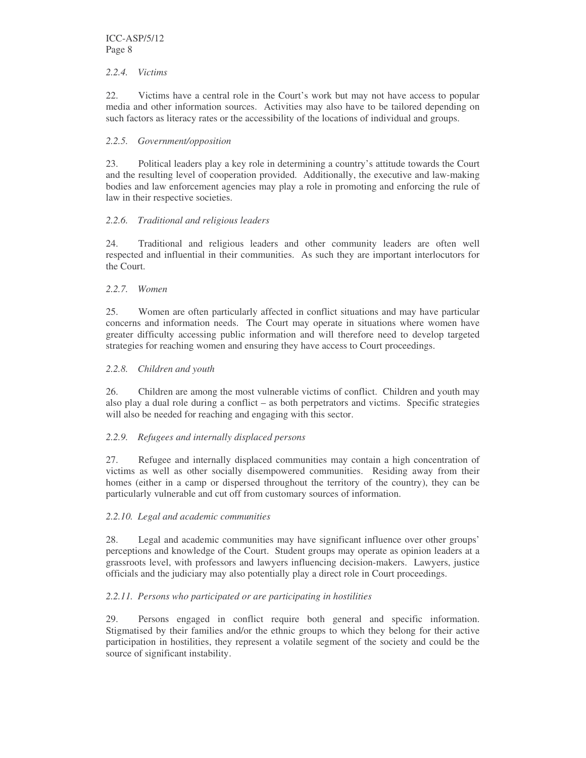#### *2.2.4. Victims*

22. Victims have a central role in the Court's work but may not have access to popular media and other information sources. Activities may also have to be tailored depending on such factors as literacy rates or the accessibility of the locations of individual and groups.

#### *2.2.5. Government/opposition*

23. Political leaders play a key role in determining a country's attitude towards the Court and the resulting level of cooperation provided. Additionally, the executive and law-making bodies and law enforcement agencies may play a role in promoting and enforcing the rule of law in their respective societies.

#### *2.2.6. Traditional and religious leaders*

24. Traditional and religious leaders and other community leaders are often well respected and influential in their communities. As such they are important interlocutors for the Court.

#### *2.2.7. Women*

25. Women are often particularly affected in conflict situations and may have particular concerns and information needs. The Court may operate in situations where women have greater difficulty accessing public information and will therefore need to develop targeted strategies for reaching women and ensuring they have access to Court proceedings.

#### *2.2.8. Children and youth*

26. Children are among the most vulnerable victims of conflict. Children and youth may also play a dual role during a conflict – as both perpetrators and victims. Specific strategies will also be needed for reaching and engaging with this sector.

#### *2.2.9. Refugees and internally displaced persons*

27. Refugee and internally displaced communities may contain a high concentration of victims as well as other socially disempowered communities. Residing away from their homes (either in a camp or dispersed throughout the territory of the country), they can be particularly vulnerable and cut off from customary sources of information.

#### *2.2.10. Legal and academic communities*

28. Legal and academic communities may have significant influence over other groups' perceptions and knowledge of the Court. Student groups may operate as opinion leaders at a grassroots level, with professors and lawyers influencing decision-makers. Lawyers, justice officials and the judiciary may also potentially play a direct role in Court proceedings.

#### *2.2.11. Persons who participated or are participating in hostilities*

29. Persons engaged in conflict require both general and specific information. Stigmatised by their families and/or the ethnic groups to which they belong for their active participation in hostilities, they represent a volatile segment of the society and could be the source of significant instability.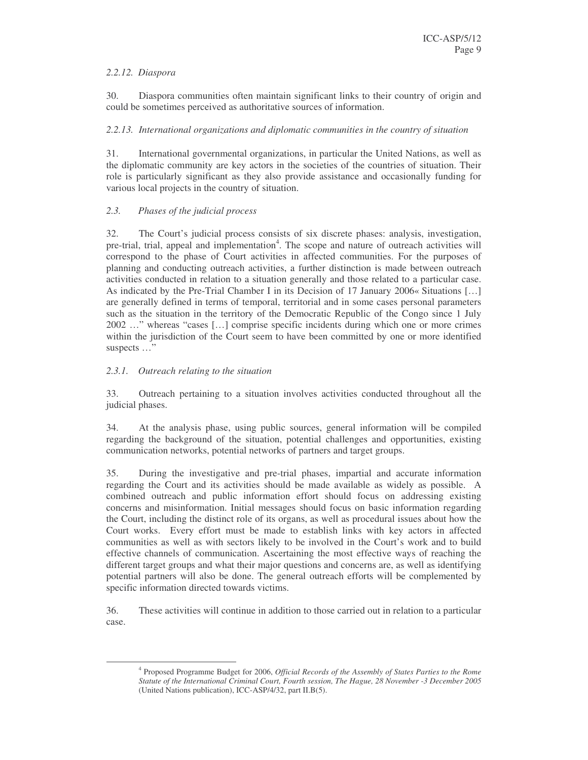*2.2.12. Diaspora*

30. Diaspora communities often maintain significant links to their country of origin and could be sometimes perceived as authoritative sources of information.

*2.2.13. International organizations and diplomatic communities in the country of situation*

31. International governmental organizations, in particular the United Nations, as well as the diplomatic community are key actors in the societies of the countries of situation. Their role is particularly significant as they also provide assistance and occasionally funding for various local projects in the country of situation.

*2.3. Phases of the judicial process*

32. The Court's judicial process consists of six discrete phases: analysis, investigation, pre-trial, trial, appeal and implementation[4]. The scope and nature of outreach activities will correspond to the phase of Court activities in affected communities. For the purposes of planning and conducting outreach activities, a further distinction is made between outreach activities conducted in relation to a situation generally and those related to a particular case. As indicated by the Pre-Trial Chamber I in its Decision of 17 January 2006« Situations […] are generally defined in terms of temporal, territorial and in some cases personal parameters such as the situation in the territory of the Democratic Republic of the Congo since 1 July 2002 …" whereas "cases […] comprise specific incidents during which one or more crimes within the jurisdiction of the Court seem to have been committed by one or more identified suspects …"

*2.3.1. Outreach relating to the situation*

33. Outreach pertaining to a situation involves activities conducted throughout all the judicial phases.

34. At the analysis phase, using public sources, general information will be compiled regarding the background of the situation, potential challenges and opportunities, existing communication networks, potential networks of partners and target groups.

35. During the investigative and pre-trial phases, impartial and accurate information regarding the Court and its activities should be made available as widely as possible. A combined outreach and public information effort should focus on addressing existing concerns and misinformation. Initial messages should focus on basic information regarding the Court, including the distinct role of its organs, as well as procedural issues about how the Court works. Every effort must be made to establish links with key actors in affected communities as well as with sectors likely to be involved in the Court's work and to build effective channels of communication. Ascertaining the most effective ways of reaching the different target groups and what their major questions and concerns are, as well as identifying potential partners will also be done. The general outreach efforts will be complemented by specific information directed towards victims.

36. These activities will continue in addition to those carried out in relation to a particular case.

[4] Proposed Programme Budget for 2006, *Official Records of the Assembly of States Parties to the Rome Statute of the International Criminal Court, Fourth session, The Hague, 28 November -3 December 2005* (United Nations publication), ICC-ASP/4/32, part II.B(5).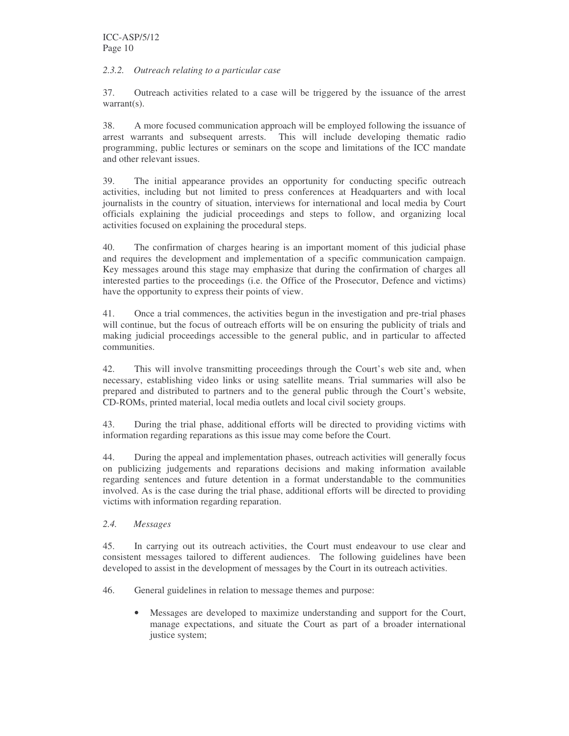### *2.3.2. Outreach relating to a particular case*

37. Outreach activities related to a case will be triggered by the issuance of the arrest warrant(s).

38. A more focused communication approach will be employed following the issuance of arrest warrants and subsequent arrests. This will include developing thematic radio programming, public lectures or seminars on the scope and limitations of the ICC mandate and other relevant issues.

39. The initial appearance provides an opportunity for conducting specific outreach activities, including but not limited to press conferences at Headquarters and with local journalists in the country of situation, interviews for international and local media by Court officials explaining the judicial proceedings and steps to follow, and organizing local activities focused on explaining the procedural steps.

40. The confirmation of charges hearing is an important moment of this judicial phase and requires the development and implementation of a specific communication campaign. Key messages around this stage may emphasize that during the confirmation of charges all interested parties to the proceedings (i.e. the Office of the Prosecutor, Defence and victims) have the opportunity to express their points of view.

41. Once a trial commences, the activities begun in the investigation and pre-trial phases will continue, but the focus of outreach efforts will be on ensuring the publicity of trials and making judicial proceedings accessible to the general public, and in particular to affected communities.

42. This will involve transmitting proceedings through the Court's web site and, when necessary, establishing video links or using satellite means. Trial summaries will also be prepared and distributed to partners and to the general public through the Court's website, CD-ROMs, printed material, local media outlets and local civil society groups.

43. During the trial phase, additional efforts will be directed to providing victims with information regarding reparations as this issue may come before the Court.

44. During the appeal and implementation phases, outreach activities will generally focus on publicizing judgements and reparations decisions and making information available regarding sentences and future detention in a format understandable to the communities involved. As is the case during the trial phase, additional efforts will be directed to providing victims with information regarding reparation.

### *2.4. Messages*

45. In carrying out its outreach activities, the Court must endeavour to use clear and consistent messages tailored to different audiences. The following guidelines have been developed to assist in the development of messages by the Court in its outreach activities.

46. General guidelines in relation to message themes and purpose:

- Messages are developed to maximize understanding and support for the Court, manage expectations, and situate the Court as part of a broader international justice system;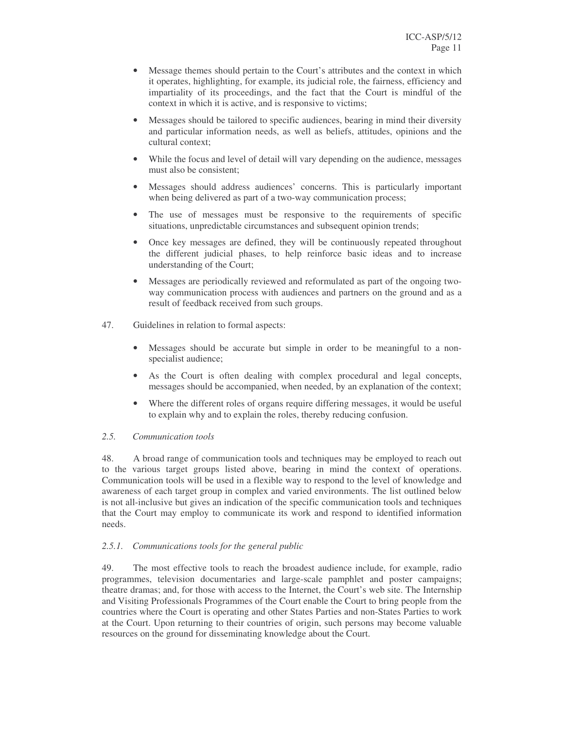- Message themes should pertain to the Court's attributes and the context in which it operates, highlighting, for example, its judicial role, the fairness, efficiency and impartiality of its proceedings, and the fact that the Court is mindful of the context in which it is active, and is responsive to victims;
- Messages should be tailored to specific audiences, bearing in mind their diversity and particular information needs, as well as beliefs, attitudes, opinions and the cultural context;
- While the focus and level of detail will vary depending on the audience, messages must also be consistent;
- Messages should address audiences' concerns. This is particularly important when being delivered as part of a two-way communication process;
- The use of messages must be responsive to the requirements of specific situations, unpredictable circumstances and subsequent opinion trends;
- Once key messages are defined, they will be continuously repeated throughout the different judicial phases, to help reinforce basic ideas and to increase understanding of the Court;
- Messages are periodically reviewed and reformulated as part of the ongoing two-way communication process with audiences and partners on the ground and as a result of feedback received from such groups.

47. Guidelines in relation to formal aspects:

- Messages should be accurate but simple in order to be meaningful to a non-specialist audience;
- As the Court is often dealing with complex procedural and legal concepts, messages should be accompanied, when needed, by an explanation of the context;
- Where the different roles of organs require differing messages, it would be useful to explain why and to explain the roles, thereby reducing confusion.

### *2.5. Communication tools*

48. A broad range of communication tools and techniques may be employed to reach out to the various target groups listed above, bearing in mind the context of operations. Communication tools will be used in a flexible way to respond to the level of knowledge and awareness of each target group in complex and varied environments. The list outlined below is not all-inclusive but gives an indication of the specific communication tools and techniques that the Court may employ to communicate its work and respond to identified information needs.

#### *2.5.1. Communications tools for the general public*

49. The most effective tools to reach the broadest audience include, for example, radio programmes, television documentaries and large-scale pamphlet and poster campaigns; theatre dramas; and, for those with access to the Internet, the Court's web site. The Internship and Visiting Professionals Programmes of the Court enable the Court to bring people from the countries where the Court is operating and other States Parties and non-States Parties to work at the Court. Upon returning to their countries of origin, such persons may become valuable resources on the ground for disseminating knowledge about the Court.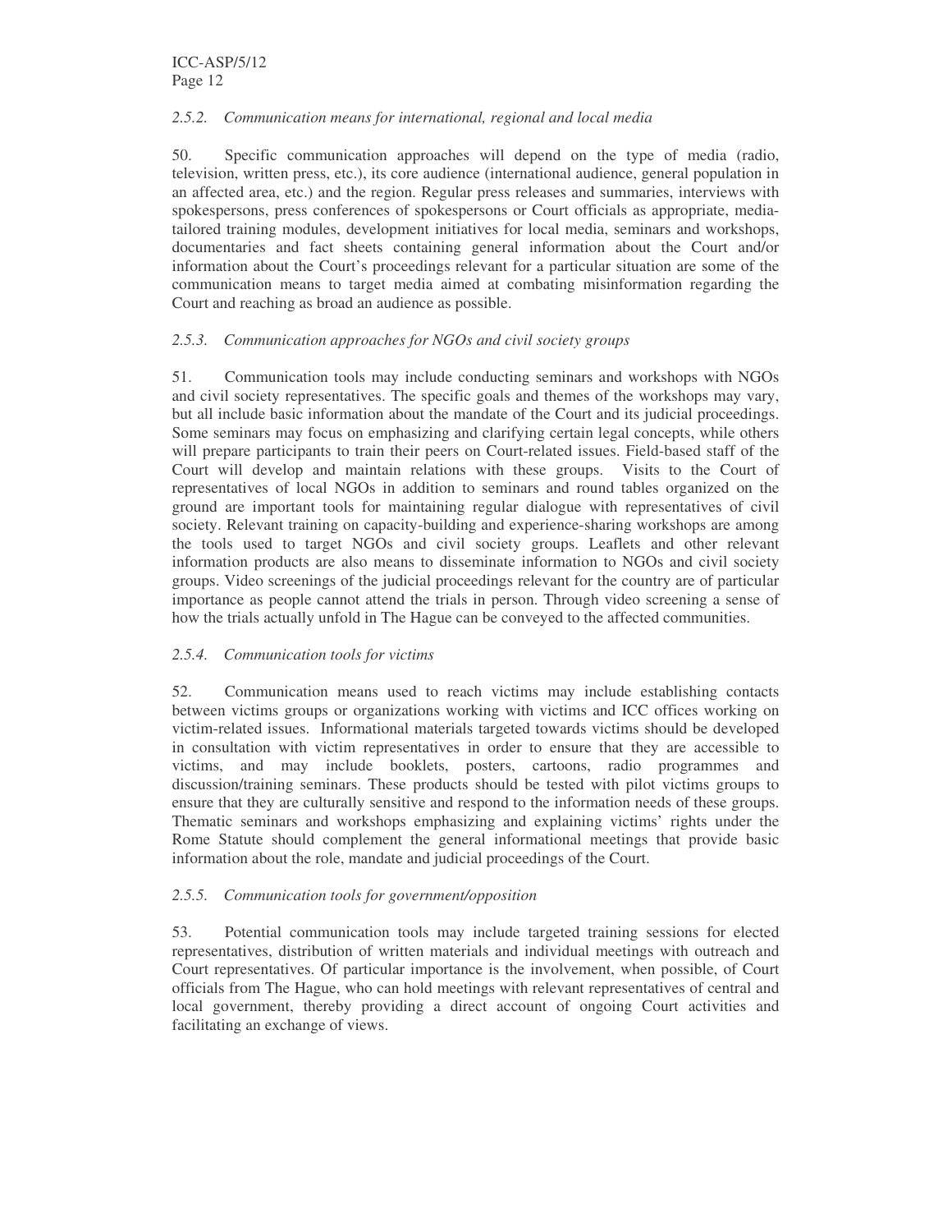### *2.5.2. Communication means for international, regional and local media*

50. Specific communication approaches will depend on the type of media (radio, television, written press, etc.), its core audience (international audience, general population in an affected area, etc.) and the region. Regular press releases and summaries, interviews with spokespersons, press conferences of spokespersons or Court officials as appropriate, media-tailored training modules, development initiatives for local media, seminars and workshops, documentaries and fact sheets containing general information about the Court and/or information about the Court's proceedings relevant for a particular situation are some of the communication means to target media aimed at combating misinformation regarding the Court and reaching as broad an audience as possible.

### *2.5.3. Communication approaches for NGOs and civil society groups*

51. Communication tools may include conducting seminars and workshops with NGOs and civil society representatives. The specific goals and themes of the workshops may vary, but all include basic information about the mandate of the Court and its judicial proceedings. Some seminars may focus on emphasizing and clarifying certain legal concepts, while others will prepare participants to train their peers on Court-related issues. Field-based staff of the Court will develop and maintain relations with these groups. Visits to the Court of representatives of local NGOs in addition to seminars and round tables organized on the ground are important tools for maintaining regular dialogue with representatives of civil society. Relevant training on capacity-building and experience-sharing workshops are among the tools used to target NGOs and civil society groups. Leaflets and other relevant information products are also means to disseminate information to NGOs and civil society groups. Video screenings of the judicial proceedings relevant for the country are of particular importance as people cannot attend the trials in person. Through video screening a sense of how the trials actually unfold in The Hague can be conveyed to the affected communities.

### *2.5.4. Communication tools for victims*

52. Communication means used to reach victims may include establishing contacts between victims groups or organizations working with victims and ICC offices working on victim-related issues. Informational materials targeted towards victims should be developed in consultation with victim representatives in order to ensure that they are accessible to victims, and may include booklets, posters, cartoons, radio programmes and discussion/training seminars. These products should be tested with pilot victims groups to ensure that they are culturally sensitive and respond to the information needs of these groups. Thematic seminars and workshops emphasizing and explaining victims' rights under the Rome Statute should complement the general informational meetings that provide basic information about the role, mandate and judicial proceedings of the Court.

### *2.5.5. Communication tools for government/opposition*

53. Potential communication tools may include targeted training sessions for elected representatives, distribution of written materials and individual meetings with outreach and Court representatives. Of particular importance is the involvement, when possible, of Court officials from The Hague, who can hold meetings with relevant representatives of central and local government, thereby providing a direct account of ongoing Court activities and facilitating an exchange of views.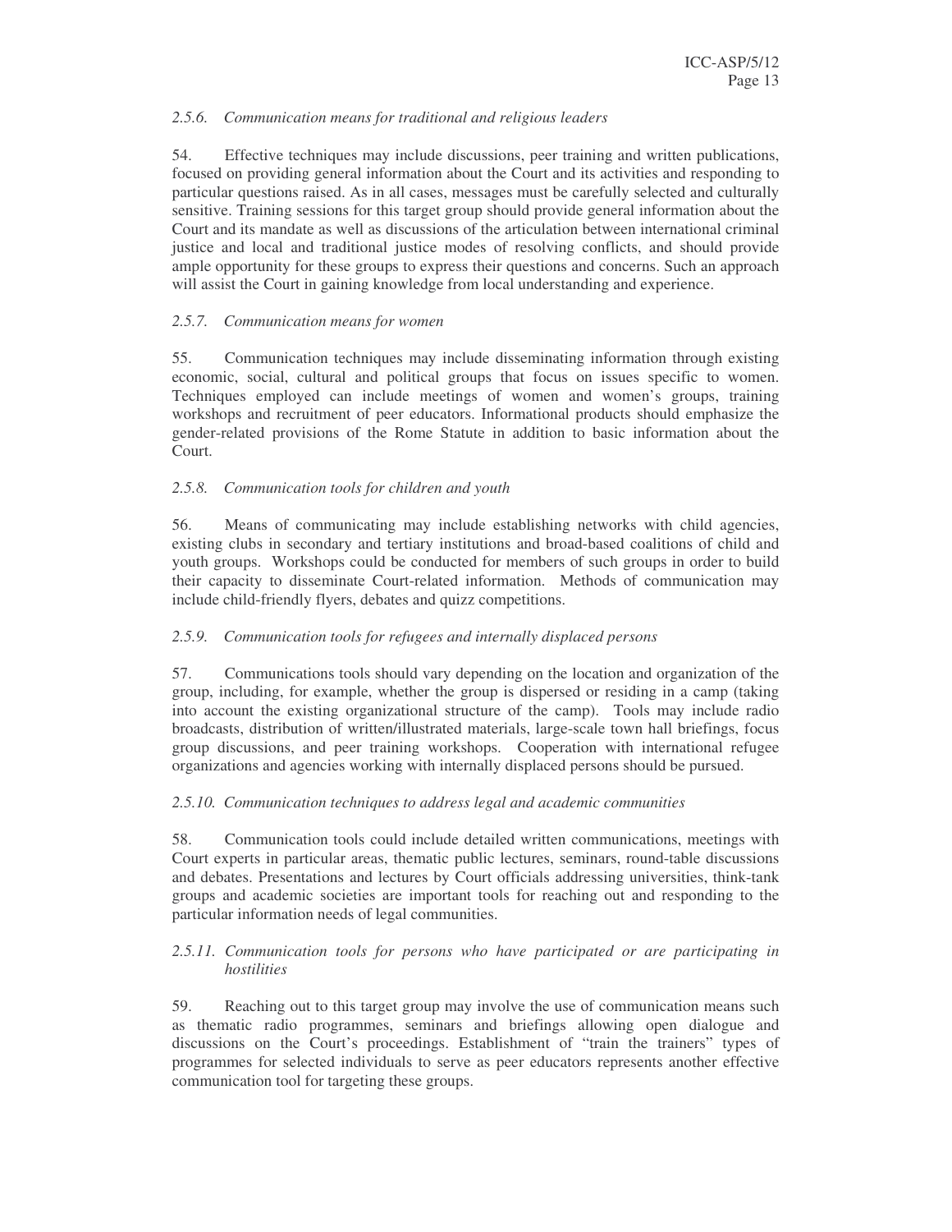*2.5.6. Communication means for traditional and religious leaders*

54. Effective techniques may include discussions, peer training and written publications, focused on providing general information about the Court and its activities and responding to particular questions raised. As in all cases, messages must be carefully selected and culturally sensitive. Training sessions for this target group should provide general information about the Court and its mandate as well as discussions of the articulation between international criminal justice and local and traditional justice modes of resolving conflicts, and should provide ample opportunity for these groups to express their questions and concerns. Such an approach will assist the Court in gaining knowledge from local understanding and experience.

*2.5.7. Communication means for women*

55. Communication techniques may include disseminating information through existing economic, social, cultural and political groups that focus on issues specific to women. Techniques employed can include meetings of women and women's groups, training workshops and recruitment of peer educators. Informational products should emphasize the gender-related provisions of the Rome Statute in addition to basic information about the Court.

*2.5.8. Communication tools for children and youth*

56. Means of communicating may include establishing networks with child agencies, existing clubs in secondary and tertiary institutions and broad-based coalitions of child and youth groups. Workshops could be conducted for members of such groups in order to build their capacity to disseminate Court-related information. Methods of communication may include child-friendly flyers, debates and quizz competitions.

*2.5.9. Communication tools for refugees and internally displaced persons*

57. Communications tools should vary depending on the location and organization of the group, including, for example, whether the group is dispersed or residing in a camp (taking into account the existing organizational structure of the camp). Tools may include radio broadcasts, distribution of written/illustrated materials, large-scale town hall briefings, focus group discussions, and peer training workshops. Cooperation with international refugee organizations and agencies working with internally displaced persons should be pursued.

*2.5.10. Communication techniques to address legal and academic communities*

58. Communication tools could include detailed written communications, meetings with Court experts in particular areas, thematic public lectures, seminars, round-table discussions and debates. Presentations and lectures by Court officials addressing universities, think-tank groups and academic societies are important tools for reaching out and responding to the particular information needs of legal communities.

*2.5.11. Communication tools for persons who have participated or are participating in hostilities*

59. Reaching out to this target group may involve the use of communication means such as thematic radio programmes, seminars and briefings allowing open dialogue and discussions on the Court's proceedings. Establishment of "train the trainers" types of programmes for selected individuals to serve as peer educators represents another effective communication tool for targeting these groups.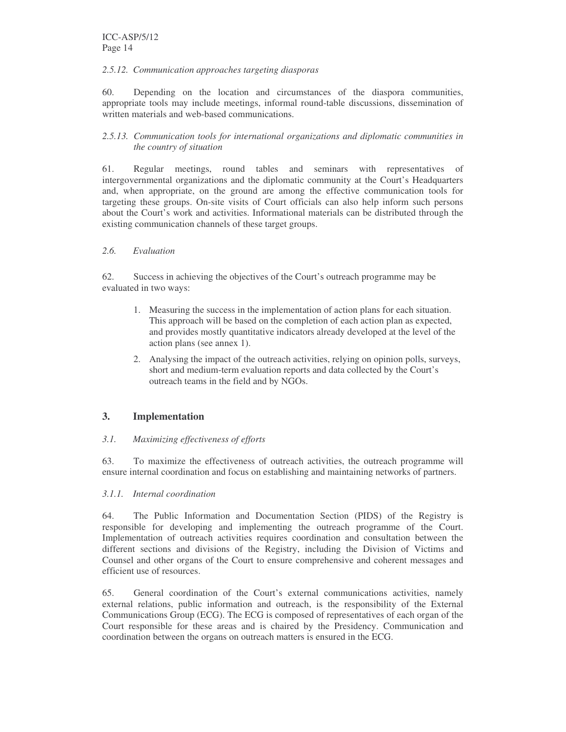*2.5.12. Communication approaches targeting diasporas*

60. Depending on the location and circumstances of the diaspora communities, appropriate tools may include meetings, informal round-table discussions, dissemination of written materials and web-based communications.

*2.5.13. Communication tools for international organizations and diplomatic communities in the country of situation*

61. Regular meetings, round tables and seminars with representatives of intergovernmental organizations and the diplomatic community at the Court's Headquarters and, when appropriate, on the ground are among the effective communication tools for targeting these groups. On-site visits of Court officials can also help inform such persons about the Court's work and activities. Informational materials can be distributed through the existing communication channels of these target groups.

*2.6. Evaluation*

62. Success in achieving the objectives of the Court's outreach programme may be evaluated in two ways:

1. Measuring the success in the implementation of action plans for each situation. This approach will be based on the completion of each action plan as expected, and provides mostly quantitative indicators already developed at the level of the action plans (see annex 1).
2. Analysing the impact of the outreach activities, relying on opinion polls, surveys, short and medium-term evaluation reports and data collected by the Court's outreach teams in the field and by NGOs.

## 3. Implementation

*3.1. Maximizing effectiveness of efforts*

63. To maximize the effectiveness of outreach activities, the outreach programme will ensure internal coordination and focus on establishing and maintaining networks of partners.

*3.1.1. Internal coordination*

64. The Public Information and Documentation Section (PIDS) of the Registry is responsible for developing and implementing the outreach programme of the Court. Implementation of outreach activities requires coordination and consultation between the different sections and divisions of the Registry, including the Division of Victims and Counsel and other organs of the Court to ensure comprehensive and coherent messages and efficient use of resources.

65. General coordination of the Court's external communications activities, namely external relations, public information and outreach, is the responsibility of the External Communications Group (ECG). The ECG is composed of representatives of each organ of the Court responsible for these areas and is chaired by the Presidency. Communication and coordination between the organs on outreach matters is ensured in the ECG.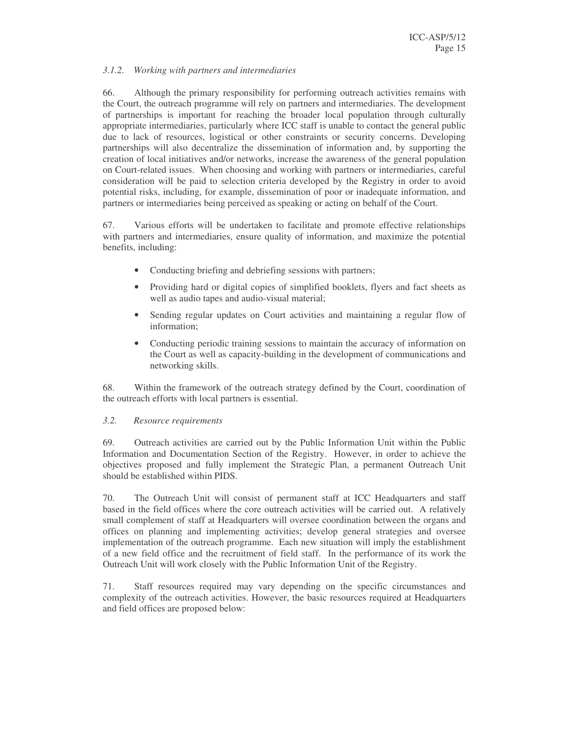#### *3.1.2. Working with partners and intermediaries*

66. Although the primary responsibility for performing outreach activities remains with the Court, the outreach programme will rely on partners and intermediaries. The development of partnerships is important for reaching the broader local population through culturally appropriate intermediaries, particularly where ICC staff is unable to contact the general public due to lack of resources, logistical or other constraints or security concerns. Developing partnerships will also decentralize the dissemination of information and, by supporting the creation of local initiatives and/or networks, increase the awareness of the general population on Court-related issues. When choosing and working with partners or intermediaries, careful consideration will be paid to selection criteria developed by the Registry in order to avoid potential risks, including, for example, dissemination of poor or inadequate information, and partners or intermediaries being perceived as speaking or acting on behalf of the Court.

67. Various efforts will be undertaken to facilitate and promote effective relationships with partners and intermediaries, ensure quality of information, and maximize the potential benefits, including:

- Conducting briefing and debriefing sessions with partners;
- Providing hard or digital copies of simplified booklets, flyers and fact sheets as well as audio tapes and audio-visual material;
- Sending regular updates on Court activities and maintaining a regular flow of information;
- Conducting periodic training sessions to maintain the accuracy of information on the Court as well as capacity-building in the development of communications and networking skills.

68. Within the framework of the outreach strategy defined by the Court, coordination of the outreach efforts with local partners is essential.

### *3.2. Resource requirements*

69. Outreach activities are carried out by the Public Information Unit within the Public Information and Documentation Section of the Registry. However, in order to achieve the objectives proposed and fully implement the Strategic Plan, a permanent Outreach Unit should be established within PIDS.

70. The Outreach Unit will consist of permanent staff at ICC Headquarters and staff based in the field offices where the core outreach activities will be carried out. A relatively small complement of staff at Headquarters will oversee coordination between the organs and offices on planning and implementing activities; develop general strategies and oversee implementation of the outreach programme. Each new situation will imply the establishment of a new field office and the recruitment of field staff. In the performance of its work the Outreach Unit will work closely with the Public Information Unit of the Registry.

71. Staff resources required may vary depending on the specific circumstances and complexity of the outreach activities. However, the basic resources required at Headquarters and field offices are proposed below: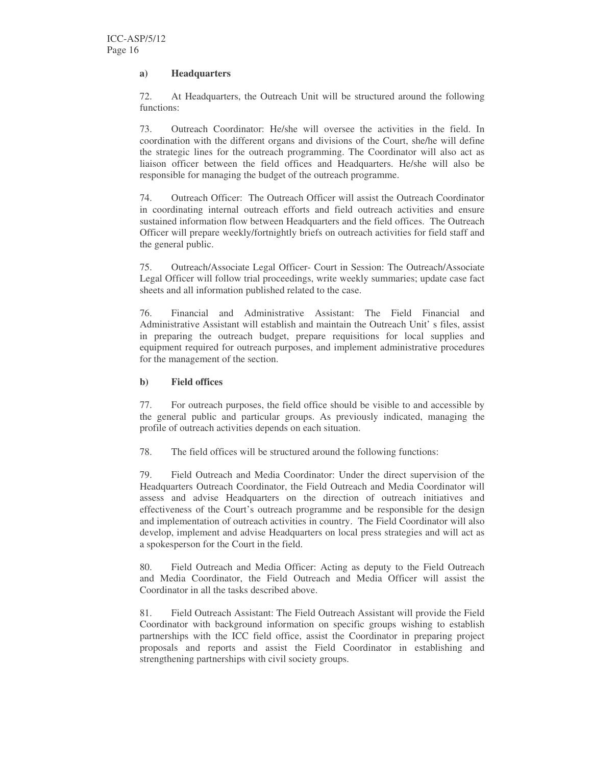**a) Headquarters**

72. At Headquarters, the Outreach Unit will be structured around the following functions:

73. Outreach Coordinator: He/she will oversee the activities in the field. In coordination with the different organs and divisions of the Court, she/he will define the strategic lines for the outreach programming. The Coordinator will also act as liaison officer between the field offices and Headquarters. He/she will also be responsible for managing the budget of the outreach programme.

74. Outreach Officer: The Outreach Officer will assist the Outreach Coordinator in coordinating internal outreach efforts and field outreach activities and ensure sustained information flow between Headquarters and the field offices. The Outreach Officer will prepare weekly/fortnightly briefs on outreach activities for field staff and the general public.

75. Outreach/Associate Legal Officer- Court in Session: The Outreach/Associate Legal Officer will follow trial proceedings, write weekly summaries; update case fact sheets and all information published related to the case.

76. Financial and Administrative Assistant: The Field Financial and Administrative Assistant will establish and maintain the Outreach Unit' s files, assist in preparing the outreach budget, prepare requisitions for local supplies and equipment required for outreach purposes, and implement administrative procedures for the management of the section.

**b) Field offices**

77. For outreach purposes, the field office should be visible to and accessible by the general public and particular groups. As previously indicated, managing the profile of outreach activities depends on each situation.

78. The field offices will be structured around the following functions:

79. Field Outreach and Media Coordinator: Under the direct supervision of the Headquarters Outreach Coordinator, the Field Outreach and Media Coordinator will assess and advise Headquarters on the direction of outreach initiatives and effectiveness of the Court's outreach programme and be responsible for the design and implementation of outreach activities in country. The Field Coordinator will also develop, implement and advise Headquarters on local press strategies and will act as a spokesperson for the Court in the field.

80. Field Outreach and Media Officer: Acting as deputy to the Field Outreach and Media Coordinator, the Field Outreach and Media Officer will assist the Coordinator in all the tasks described above.

81. Field Outreach Assistant: The Field Outreach Assistant will provide the Field Coordinator with background information on specific groups wishing to establish partnerships with the ICC field office, assist the Coordinator in preparing project proposals and reports and assist the Field Coordinator in establishing and strengthening partnerships with civil society groups.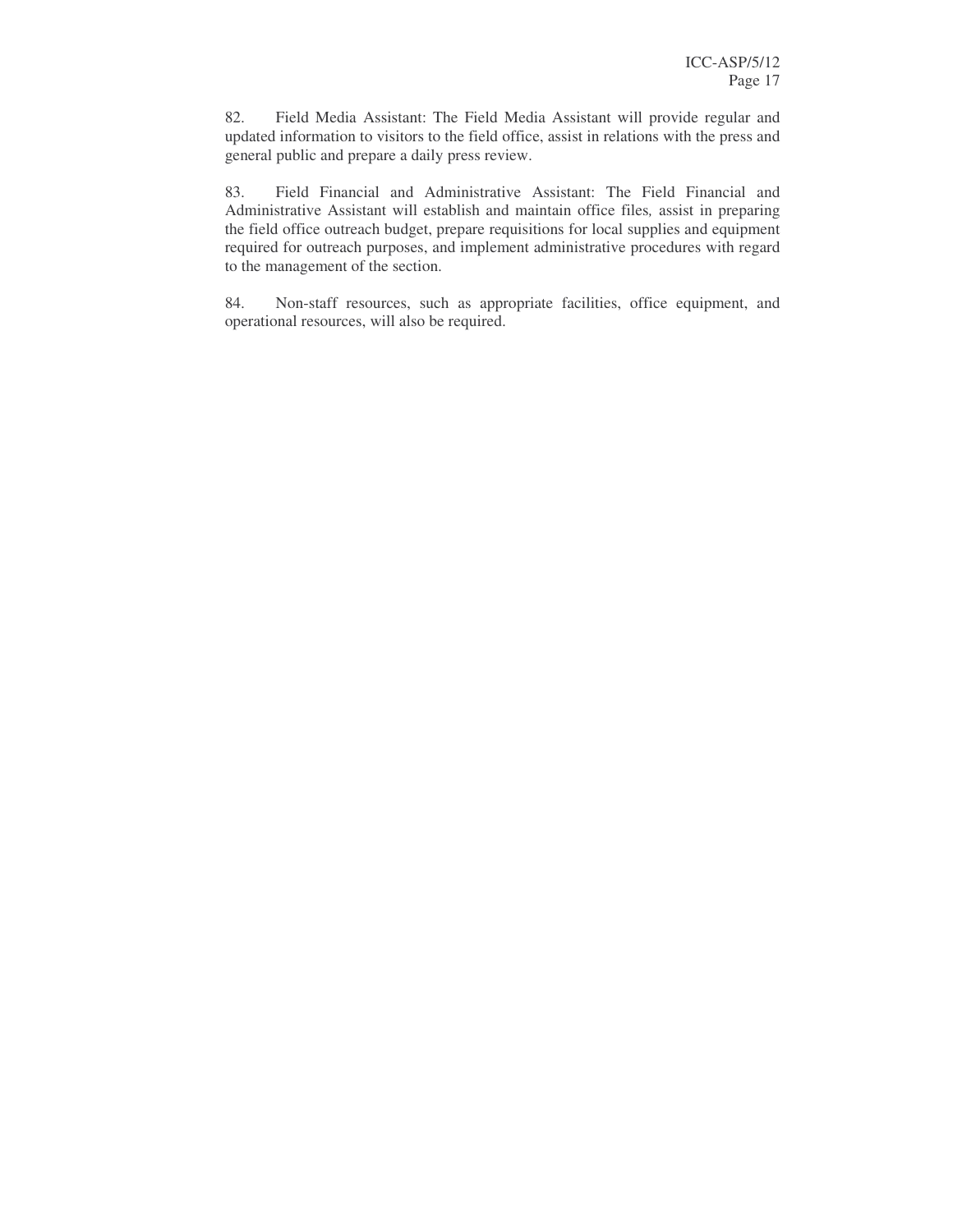82. Field Media Assistant: The Field Media Assistant will provide regular and updated information to visitors to the field office, assist in relations with the press and general public and prepare a daily press review.

83. Field Financial and Administrative Assistant: The Field Financial and Administrative Assistant will establish and maintain office files, assist in preparing the field office outreach budget, prepare requisitions for local supplies and equipment required for outreach purposes, and implement administrative procedures with regard to the management of the section.

84. Non-staff resources, such as appropriate facilities, office equipment, and operational resources, will also be required.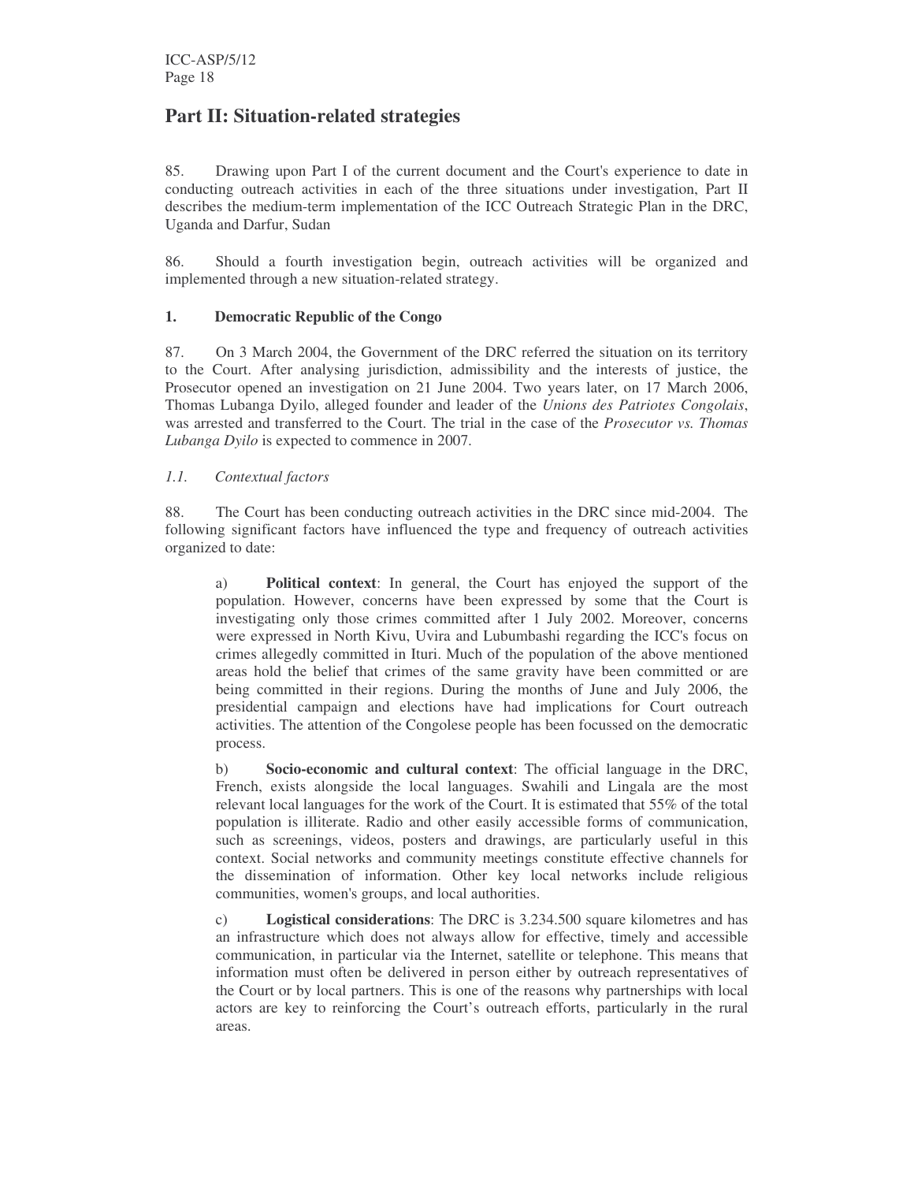## Part II: Situation-related strategies

85. Drawing upon Part I of the current document and the Court's experience to date in conducting outreach activities in each of the three situations under investigation, Part II describes the medium-term implementation of the ICC Outreach Strategic Plan in the DRC, Uganda and Darfur, Sudan

86. Should a fourth investigation begin, outreach activities will be organized and implemented through a new situation-related strategy.

### 1. Democratic Republic of the Congo

87. On 3 March 2004, the Government of the DRC referred the situation on its territory to the Court. After analysing jurisdiction, admissibility and the interests of justice, the Prosecutor opened an investigation on 21 June 2004. Two years later, on 17 March 2006, Thomas Lubanga Dyilo, alleged founder and leader of the *Unions des Patriotes Congolais*, was arrested and transferred to the Court. The trial in the case of the *Prosecutor vs. Thomas Lubanga Dyilo* is expected to commence in 2007.

#### *1.1. Contextual factors*

88. The Court has been conducting outreach activities in the DRC since mid-2004. The following significant factors have influenced the type and frequency of outreach activities organized to date:

a) **Political context**: In general, the Court has enjoyed the support of the population. However, concerns have been expressed by some that the Court is investigating only those crimes committed after 1 July 2002. Moreover, concerns were expressed in North Kivu, Uvira and Lubumbashi regarding the ICC's focus on crimes allegedly committed in Ituri. Much of the population of the above mentioned areas hold the belief that crimes of the same gravity have been committed or are being committed in their regions. During the months of June and July 2006, the presidential campaign and elections have had implications for Court outreach activities. The attention of the Congolese people has been focussed on the democratic process.

b) **Socio-economic and cultural context**: The official language in the DRC, French, exists alongside the local languages. Swahili and Lingala are the most relevant local languages for the work of the Court. It is estimated that 55% of the total population is illiterate. Radio and other easily accessible forms of communication, such as screenings, videos, posters and drawings, are particularly useful in this context. Social networks and community meetings constitute effective channels for the dissemination of information. Other key local networks include religious communities, women's groups, and local authorities.

c) **Logistical considerations**: The DRC is 3.234.500 square kilometres and has an infrastructure which does not always allow for effective, timely and accessible communication, in particular via the Internet, satellite or telephone. This means that information must often be delivered in person either by outreach representatives of the Court or by local partners. This is one of the reasons why partnerships with local actors are key to reinforcing the Court's outreach efforts, particularly in the rural areas.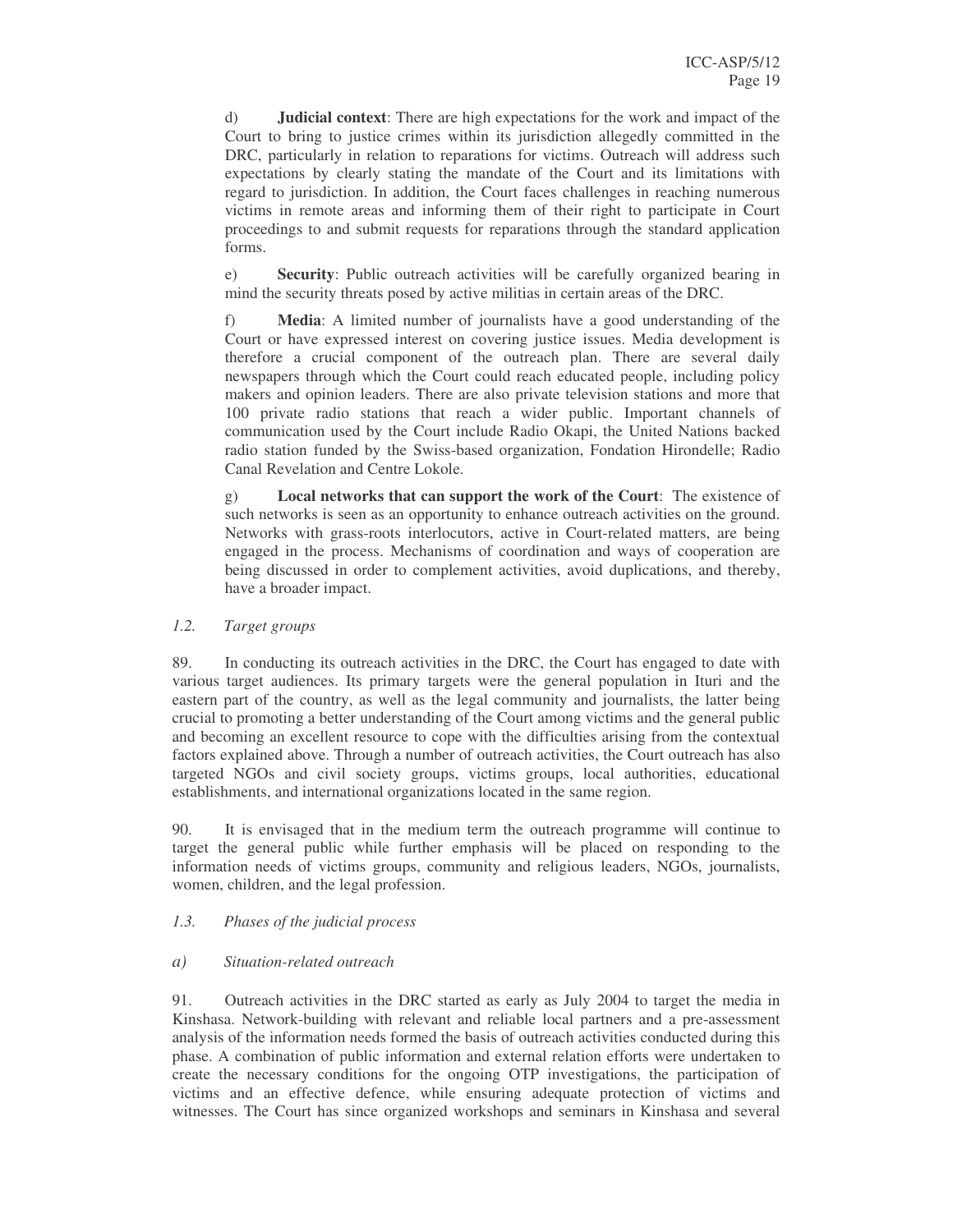d) **Judicial context**: There are high expectations for the work and impact of the Court to bring to justice crimes within its jurisdiction allegedly committed in the DRC, particularly in relation to reparations for victims. Outreach will address such expectations by clearly stating the mandate of the Court and its limitations with regard to jurisdiction. In addition, the Court faces challenges in reaching numerous victims in remote areas and informing them of their right to participate in Court proceedings to and submit requests for reparations through the standard application forms.

e) **Security**: Public outreach activities will be carefully organized bearing in mind the security threats posed by active militias in certain areas of the DRC.

f) **Media**: A limited number of journalists have a good understanding of the Court or have expressed interest on covering justice issues. Media development is therefore a crucial component of the outreach plan. There are several daily newspapers through which the Court could reach educated people, including policy makers and opinion leaders. There are also private television stations and more that 100 private radio stations that reach a wider public. Important channels of communication used by the Court include Radio Okapi, the United Nations backed radio station funded by the Swiss-based organization, Fondation Hirondelle; Radio Canal Revelation and Centre Lokole.

g) **Local networks that can support the work of the Court**: The existence of such networks is seen as an opportunity to enhance outreach activities on the ground. Networks with grass-roots interlocutors, active in Court-related matters, are being engaged in the process. Mechanisms of coordination and ways of cooperation are being discussed in order to complement activities, avoid duplications, and thereby, have a broader impact.

### *1.2. Target groups*

89. In conducting its outreach activities in the DRC, the Court has engaged to date with various target audiences. Its primary targets were the general population in Ituri and the eastern part of the country, as well as the legal community and journalists, the latter being crucial to promoting a better understanding of the Court among victims and the general public and becoming an excellent resource to cope with the difficulties arising from the contextual factors explained above. Through a number of outreach activities, the Court outreach has also targeted NGOs and civil society groups, victims groups, local authorities, educational establishments, and international organizations located in the same region.

90. It is envisaged that in the medium term the outreach programme will continue to target the general public while further emphasis will be placed on responding to the information needs of victims groups, community and religious leaders, NGOs, journalists, women, children, and the legal profession.

### *1.3. Phases of the judicial process*

#### *a) Situation-related outreach*

91. Outreach activities in the DRC started as early as July 2004 to target the media in Kinshasa. Network-building with relevant and reliable local partners and a pre-assessment analysis of the information needs formed the basis of outreach activities conducted during this phase. A combination of public information and external relation efforts were undertaken to create the necessary conditions for the ongoing OTP investigations, the participation of victims and an effective defence, while ensuring adequate protection of victims and witnesses. The Court has since organized workshops and seminars in Kinshasa and several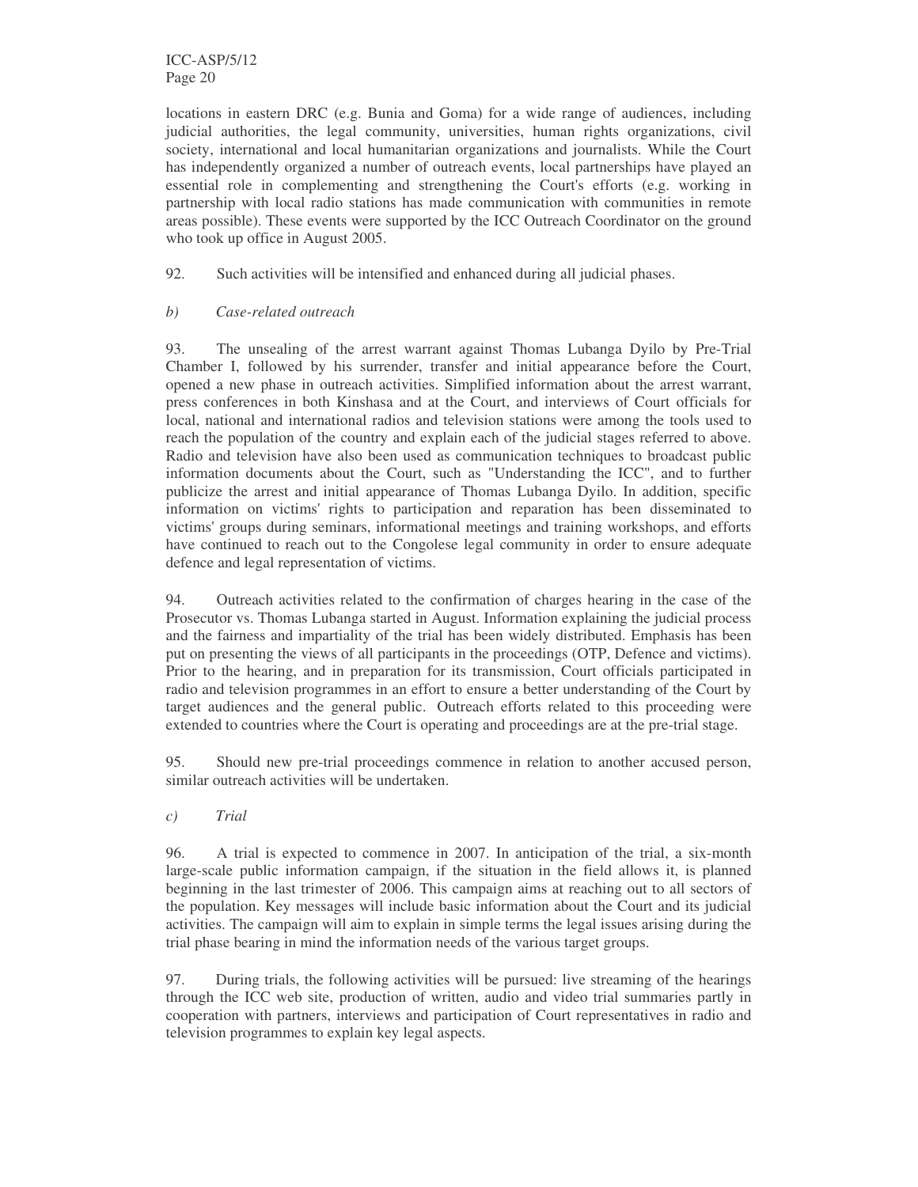locations in eastern DRC (e.g. Bunia and Goma) for a wide range of audiences, including judicial authorities, the legal community, universities, human rights organizations, civil society, international and local humanitarian organizations and journalists. While the Court has independently organized a number of outreach events, local partnerships have played an essential role in complementing and strengthening the Court's efforts (e.g. working in partnership with local radio stations has made communication with communities in remote areas possible). These events were supported by the ICC Outreach Coordinator on the ground who took up office in August 2005.

92. Such activities will be intensified and enhanced during all judicial phases.

*b) Case-related outreach*

93. The unsealing of the arrest warrant against Thomas Lubanga Dyilo by Pre-Trial Chamber I, followed by his surrender, transfer and initial appearance before the Court, opened a new phase in outreach activities. Simplified information about the arrest warrant, press conferences in both Kinshasa and at the Court, and interviews of Court officials for local, national and international radios and television stations were among the tools used to reach the population of the country and explain each of the judicial stages referred to above. Radio and television have also been used as communication techniques to broadcast public information documents about the Court, such as "Understanding the ICC", and to further publicize the arrest and initial appearance of Thomas Lubanga Dyilo. In addition, specific information on victims' rights to participation and reparation has been disseminated to victims' groups during seminars, informational meetings and training workshops, and efforts have continued to reach out to the Congolese legal community in order to ensure adequate defence and legal representation of victims.

94. Outreach activities related to the confirmation of charges hearing in the case of the Prosecutor vs. Thomas Lubanga started in August. Information explaining the judicial process and the fairness and impartiality of the trial has been widely distributed. Emphasis has been put on presenting the views of all participants in the proceedings (OTP, Defence and victims). Prior to the hearing, and in preparation for its transmission, Court officials participated in radio and television programmes in an effort to ensure a better understanding of the Court by target audiences and the general public. Outreach efforts related to this proceeding were extended to countries where the Court is operating and proceedings are at the pre-trial stage.

95. Should new pre-trial proceedings commence in relation to another accused person, similar outreach activities will be undertaken.

*c) Trial*

96. A trial is expected to commence in 2007. In anticipation of the trial, a six-month large-scale public information campaign, if the situation in the field allows it, is planned beginning in the last trimester of 2006. This campaign aims at reaching out to all sectors of the population. Key messages will include basic information about the Court and its judicial activities. The campaign will aim to explain in simple terms the legal issues arising during the trial phase bearing in mind the information needs of the various target groups.

97. During trials, the following activities will be pursued: live streaming of the hearings through the ICC web site, production of written, audio and video trial summaries partly in cooperation with partners, interviews and participation of Court representatives in radio and television programmes to explain key legal aspects.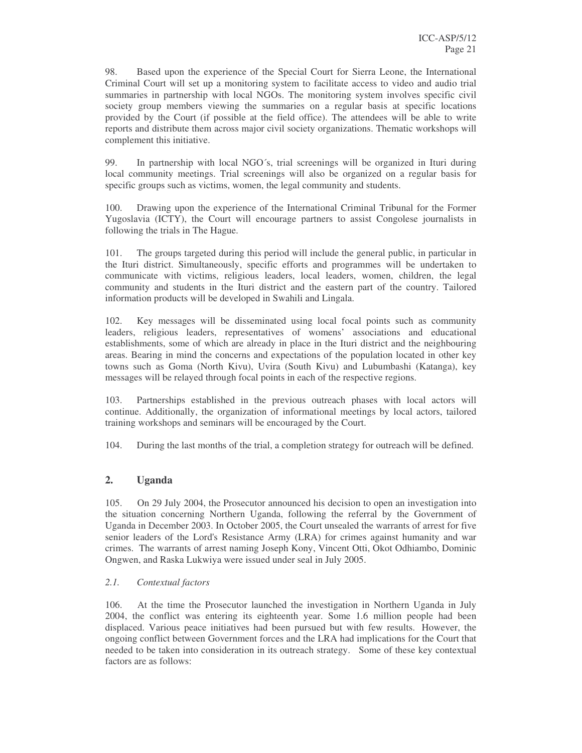98. Based upon the experience of the Special Court for Sierra Leone, the International Criminal Court will set up a monitoring system to facilitate access to video and audio trial summaries in partnership with local NGOs. The monitoring system involves specific civil society group members viewing the summaries on a regular basis at specific locations provided by the Court (if possible at the field office). The attendees will be able to write reports and distribute them across major civil society organizations. Thematic workshops will complement this initiative.

99. In partnership with local NGO´s, trial screenings will be organized in Ituri during local community meetings. Trial screenings will also be organized on a regular basis for specific groups such as victims, women, the legal community and students.

100. Drawing upon the experience of the International Criminal Tribunal for the Former Yugoslavia (ICTY), the Court will encourage partners to assist Congolese journalists in following the trials in The Hague.

101. The groups targeted during this period will include the general public, in particular in the Ituri district. Simultaneously, specific efforts and programmes will be undertaken to communicate with victims, religious leaders, local leaders, women, children, the legal community and students in the Ituri district and the eastern part of the country. Tailored information products will be developed in Swahili and Lingala.

102. Key messages will be disseminated using local focal points such as community leaders, religious leaders, representatives of womens' associations and educational establishments, some of which are already in place in the Ituri district and the neighbouring areas. Bearing in mind the concerns and expectations of the population located in other key towns such as Goma (North Kivu), Uvira (South Kivu) and Lubumbashi (Katanga), key messages will be relayed through focal points in each of the respective regions.

103. Partnerships established in the previous outreach phases with local actors will continue. Additionally, the organization of informational meetings by local actors, tailored training workshops and seminars will be encouraged by the Court.

104. During the last months of the trial, a completion strategy for outreach will be defined.

## 2. Uganda

105. On 29 July 2004, the Prosecutor announced his decision to open an investigation into the situation concerning Northern Uganda, following the referral by the Government of Uganda in December 2003. In October 2005, the Court unsealed the warrants of arrest for five senior leaders of the Lord's Resistance Army (LRA) for crimes against humanity and war crimes. The warrants of arrest naming Joseph Kony, Vincent Otti, Okot Odhiambo, Dominic Ongwen, and Raska Lukwiya were issued under seal in July 2005.

### *2.1. Contextual factors*

106. At the time the Prosecutor launched the investigation in Northern Uganda in July 2004, the conflict was entering its eighteenth year. Some 1.6 million people had been displaced. Various peace initiatives had been pursued but with few results. However, the ongoing conflict between Government forces and the LRA had implications for the Court that needed to be taken into consideration in its outreach strategy. Some of these key contextual factors are as follows: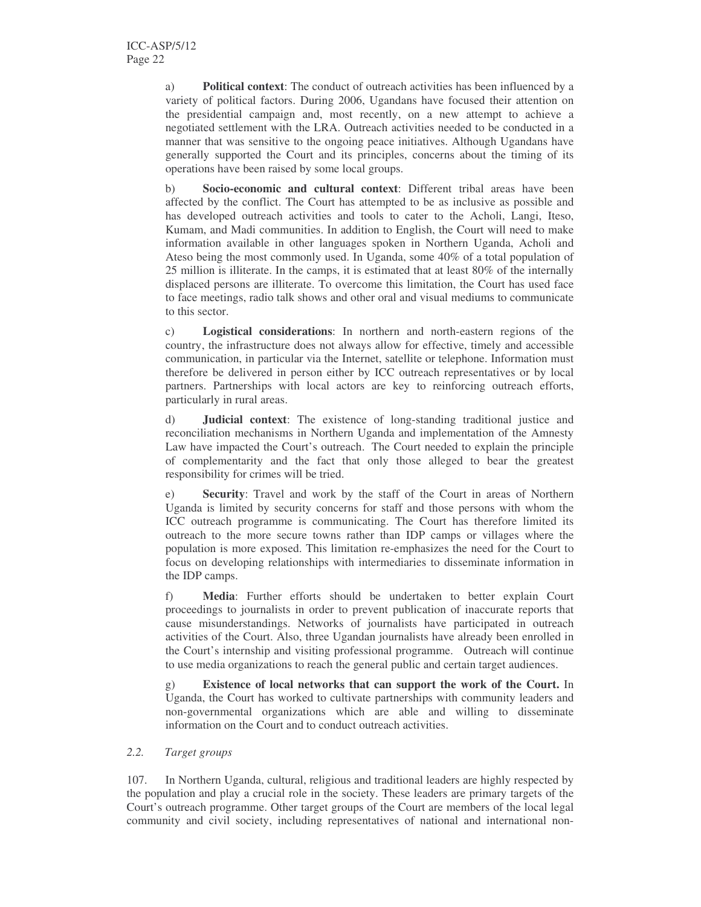a) **Political context**: The conduct of outreach activities has been influenced by a variety of political factors. During 2006, Ugandans have focused their attention on the presidential campaign and, most recently, on a new attempt to achieve a negotiated settlement with the LRA. Outreach activities needed to be conducted in a manner that was sensitive to the ongoing peace initiatives. Although Ugandans have generally supported the Court and its principles, concerns about the timing of its operations have been raised by some local groups.

b) **Socio-economic and cultural context**: Different tribal areas have been affected by the conflict. The Court has attempted to be as inclusive as possible and has developed outreach activities and tools to cater to the Acholi, Langi, Iteso, Kumam, and Madi communities. In addition to English, the Court will need to make information available in other languages spoken in Northern Uganda, Acholi and Ateso being the most commonly used. In Uganda, some 40% of a total population of 25 million is illiterate. In the camps, it is estimated that at least 80% of the internally displaced persons are illiterate. To overcome this limitation, the Court has used face to face meetings, radio talk shows and other oral and visual mediums to communicate to this sector.

c) **Logistical considerations**: In northern and north-eastern regions of the country, the infrastructure does not always allow for effective, timely and accessible communication, in particular via the Internet, satellite or telephone. Information must therefore be delivered in person either by ICC outreach representatives or by local partners. Partnerships with local actors are key to reinforcing outreach efforts, particularly in rural areas.

d) **Judicial context**: The existence of long-standing traditional justice and reconciliation mechanisms in Northern Uganda and implementation of the Amnesty Law have impacted the Court's outreach. The Court needed to explain the principle of complementarity and the fact that only those alleged to bear the greatest responsibility for crimes will be tried.

e) **Security**: Travel and work by the staff of the Court in areas of Northern Uganda is limited by security concerns for staff and those persons with whom the ICC outreach programme is communicating. The Court has therefore limited its outreach to the more secure towns rather than IDP camps or villages where the population is more exposed. This limitation re-emphasizes the need for the Court to focus on developing relationships with intermediaries to disseminate information in the IDP camps.

f) **Media**: Further efforts should be undertaken to better explain Court proceedings to journalists in order to prevent publication of inaccurate reports that cause misunderstandings. Networks of journalists have participated in outreach activities of the Court. Also, three Ugandan journalists have already been enrolled in the Court's internship and visiting professional programme. Outreach will continue to use media organizations to reach the general public and certain target audiences.

g) **Existence of local networks that can support the work of the Court.** In Uganda, the Court has worked to cultivate partnerships with community leaders and non-governmental organizations which are able and willing to disseminate information on the Court and to conduct outreach activities.

### *2.2. Target groups*

107. In Northern Uganda, cultural, religious and traditional leaders are highly respected by the population and play a crucial role in the society. These leaders are primary targets of the Court's outreach programme. Other target groups of the Court are members of the local legal community and civil society, including representatives of national and international non-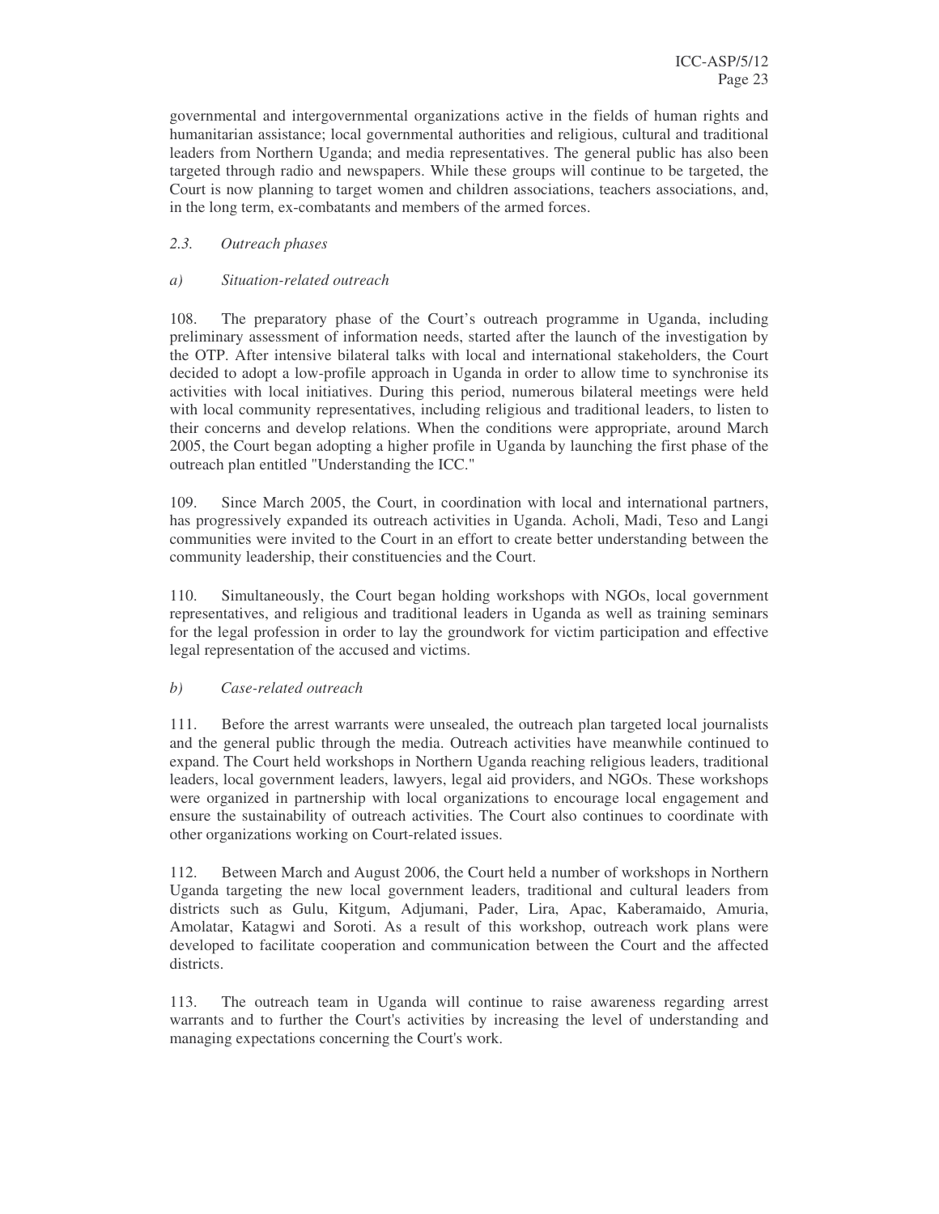governmental and intergovernmental organizations active in the fields of human rights and humanitarian assistance; local governmental authorities and religious, cultural and traditional leaders from Northern Uganda; and media representatives. The general public has also been targeted through radio and newspapers. While these groups will continue to be targeted, the Court is now planning to target women and children associations, teachers associations, and, in the long term, ex-combatants and members of the armed forces.

### *2.3. Outreach phases*

#### *a) Situation-related outreach*

108. The preparatory phase of the Court's outreach programme in Uganda, including preliminary assessment of information needs, started after the launch of the investigation by the OTP. After intensive bilateral talks with local and international stakeholders, the Court decided to adopt a low-profile approach in Uganda in order to allow time to synchronise its activities with local initiatives. During this period, numerous bilateral meetings were held with local community representatives, including religious and traditional leaders, to listen to their concerns and develop relations. When the conditions were appropriate, around March 2005, the Court began adopting a higher profile in Uganda by launching the first phase of the outreach plan entitled "Understanding the ICC."

109. Since March 2005, the Court, in coordination with local and international partners, has progressively expanded its outreach activities in Uganda. Acholi, Madi, Teso and Langi communities were invited to the Court in an effort to create better understanding between the community leadership, their constituencies and the Court.

110. Simultaneously, the Court began holding workshops with NGOs, local government representatives, and religious and traditional leaders in Uganda as well as training seminars for the legal profession in order to lay the groundwork for victim participation and effective legal representation of the accused and victims.

#### *b) Case-related outreach*

111. Before the arrest warrants were unsealed, the outreach plan targeted local journalists and the general public through the media. Outreach activities have meanwhile continued to expand. The Court held workshops in Northern Uganda reaching religious leaders, traditional leaders, local government leaders, lawyers, legal aid providers, and NGOs. These workshops were organized in partnership with local organizations to encourage local engagement and ensure the sustainability of outreach activities. The Court also continues to coordinate with other organizations working on Court-related issues.

112. Between March and August 2006, the Court held a number of workshops in Northern Uganda targeting the new local government leaders, traditional and cultural leaders from districts such as Gulu, Kitgum, Adjumani, Pader, Lira, Apac, Kaberamaido, Amuria, Amolatar, Katagwi and Soroti. As a result of this workshop, outreach work plans were developed to facilitate cooperation and communication between the Court and the affected districts.

113. The outreach team in Uganda will continue to raise awareness regarding arrest warrants and to further the Court's activities by increasing the level of understanding and managing expectations concerning the Court's work.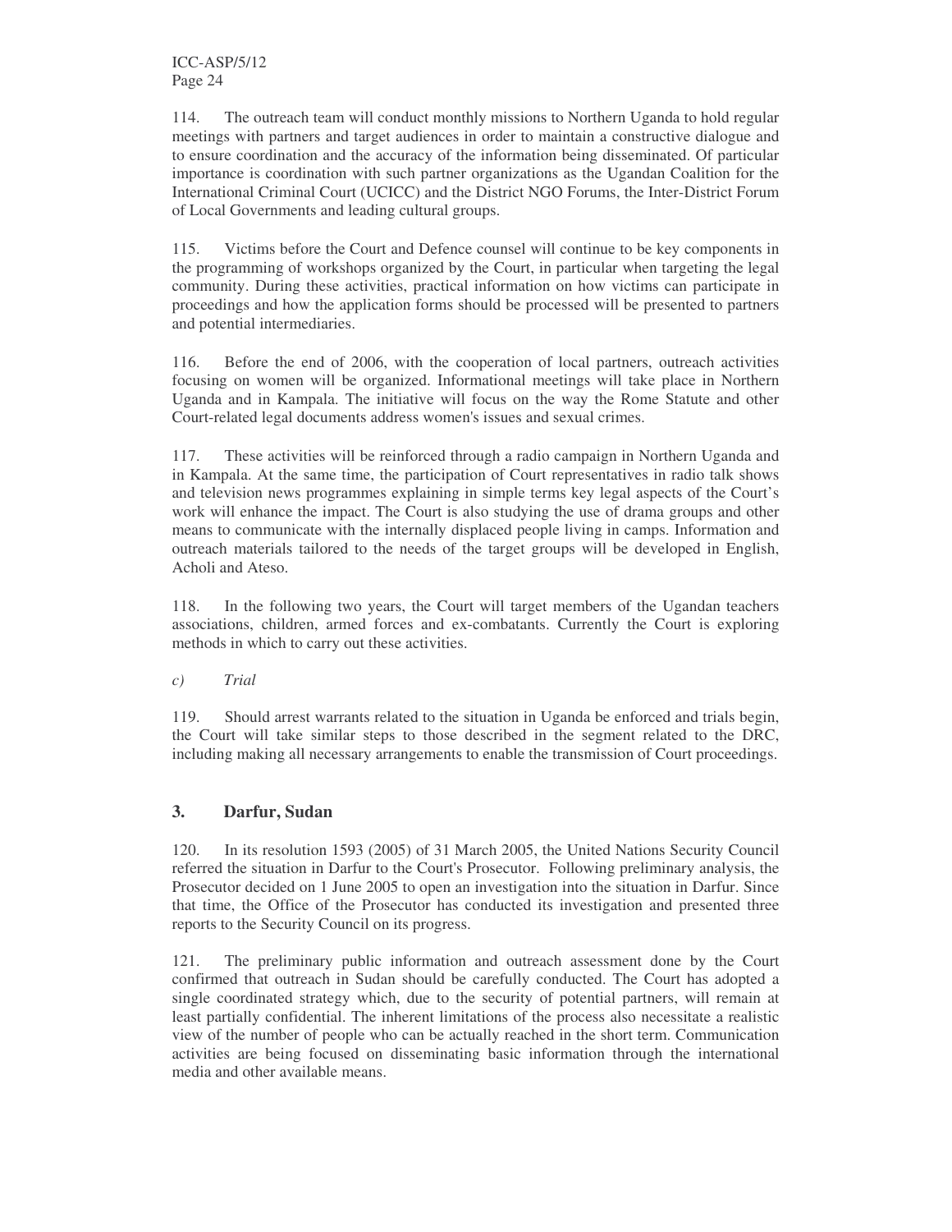114. The outreach team will conduct monthly missions to Northern Uganda to hold regular meetings with partners and target audiences in order to maintain a constructive dialogue and to ensure coordination and the accuracy of the information being disseminated. Of particular importance is coordination with such partner organizations as the Ugandan Coalition for the International Criminal Court (UCICC) and the District NGO Forums, the Inter-District Forum of Local Governments and leading cultural groups.

115. Victims before the Court and Defence counsel will continue to be key components in the programming of workshops organized by the Court, in particular when targeting the legal community. During these activities, practical information on how victims can participate in proceedings and how the application forms should be processed will be presented to partners and potential intermediaries.

116. Before the end of 2006, with the cooperation of local partners, outreach activities focusing on women will be organized. Informational meetings will take place in Northern Uganda and in Kampala. The initiative will focus on the way the Rome Statute and other Court-related legal documents address women's issues and sexual crimes.

117. These activities will be reinforced through a radio campaign in Northern Uganda and in Kampala. At the same time, the participation of Court representatives in radio talk shows and television news programmes explaining in simple terms key legal aspects of the Court's work will enhance the impact. The Court is also studying the use of drama groups and other means to communicate with the internally displaced people living in camps. Information and outreach materials tailored to the needs of the target groups will be developed in English, Acholi and Ateso.

118. In the following two years, the Court will target members of the Ugandan teachers associations, children, armed forces and ex-combatants. Currently the Court is exploring methods in which to carry out these activities.

*c) Trial*

119. Should arrest warrants related to the situation in Uganda be enforced and trials begin, the Court will take similar steps to those described in the segment related to the DRC, including making all necessary arrangements to enable the transmission of Court proceedings.

## 3. Darfur, Sudan

120. In its resolution 1593 (2005) of 31 March 2005, the United Nations Security Council referred the situation in Darfur to the Court's Prosecutor. Following preliminary analysis, the Prosecutor decided on 1 June 2005 to open an investigation into the situation in Darfur. Since that time, the Office of the Prosecutor has conducted its investigation and presented three reports to the Security Council on its progress.

121. The preliminary public information and outreach assessment done by the Court confirmed that outreach in Sudan should be carefully conducted. The Court has adopted a single coordinated strategy which, due to the security of potential partners, will remain at least partially confidential. The inherent limitations of the process also necessitate a realistic view of the number of people who can be actually reached in the short term. Communication activities are being focused on disseminating basic information through the international media and other available means.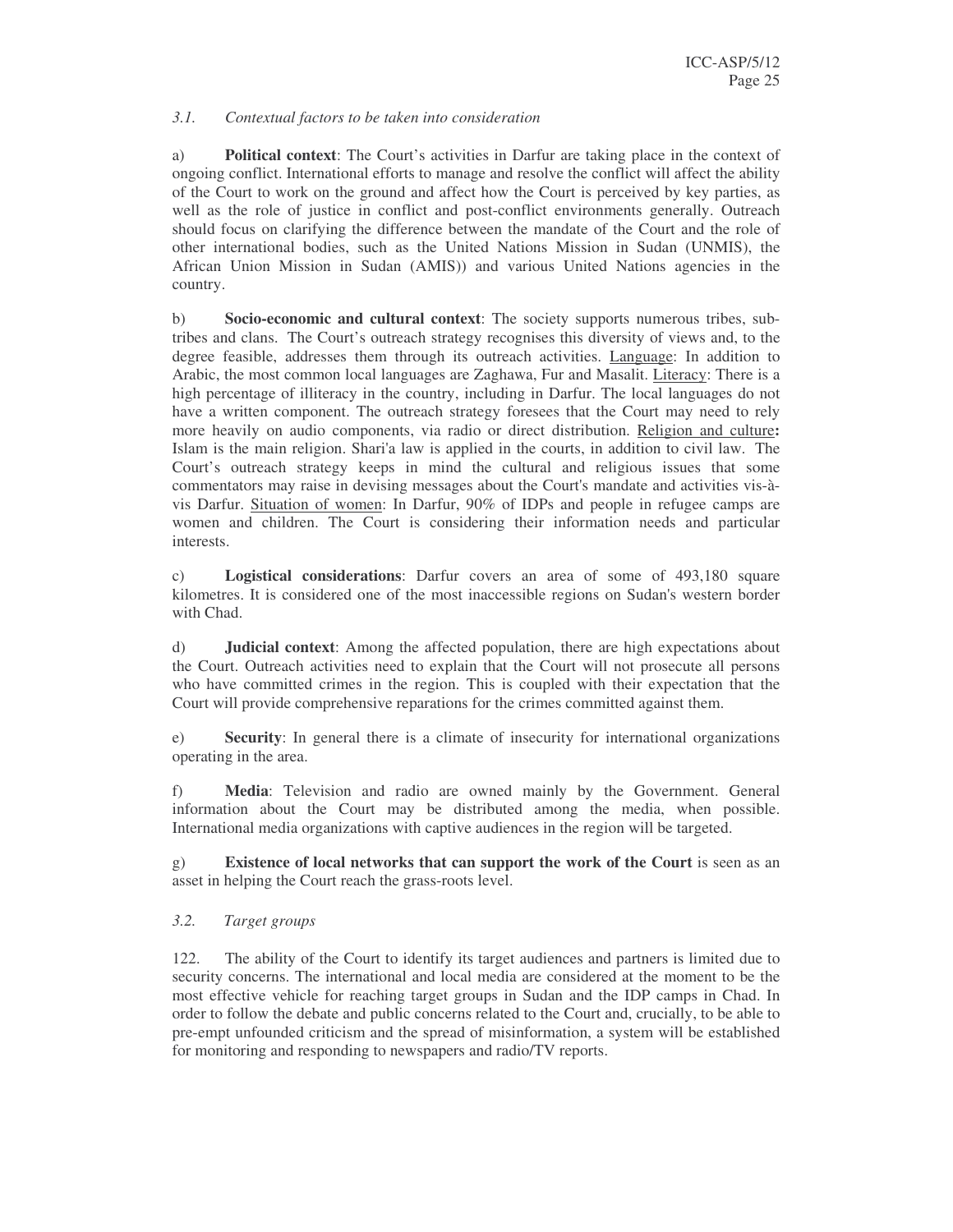*3.1. Contextual factors to be taken into consideration*

a) **Political context**: The Court's activities in Darfur are taking place in the context of ongoing conflict. International efforts to manage and resolve the conflict will affect the ability of the Court to work on the ground and affect how the Court is perceived by key parties, as well as the role of justice in conflict and post-conflict environments generally. Outreach should focus on clarifying the difference between the mandate of the Court and the role of other international bodies, such as the United Nations Mission in Sudan (UNMIS), the African Union Mission in Sudan (AMIS)) and various United Nations agencies in the country.

b) **Socio-economic and cultural context**: The society supports numerous tribes, sub-tribes and clans. The Court's outreach strategy recognises this diversity of views and, to the degree feasible, addresses them through its outreach activities. Language: In addition to Arabic, the most common local languages are Zaghawa, Fur and Masalit. Literacy: There is a high percentage of illiteracy in the country, including in Darfur. The local languages do not have a written component. The outreach strategy foresees that the Court may need to rely more heavily on audio components, via radio or direct distribution. Religion and culture**:** Islam is the main religion. Shari'a law is applied in the courts, in addition to civil law. The Court's outreach strategy keeps in mind the cultural and religious issues that some commentators may raise in devising messages about the Court's mandate and activities vis-à-vis Darfur. Situation of women: In Darfur, 90% of IDPs and people in refugee camps are women and children. The Court is considering their information needs and particular interests.

c) **Logistical considerations**: Darfur covers an area of some of 493,180 square kilometres. It is considered one of the most inaccessible regions on Sudan's western border with Chad.

d) **Judicial context**: Among the affected population, there are high expectations about the Court. Outreach activities need to explain that the Court will not prosecute all persons who have committed crimes in the region. This is coupled with their expectation that the Court will provide comprehensive reparations for the crimes committed against them.

e) **Security**: In general there is a climate of insecurity for international organizations operating in the area.

f) **Media**: Television and radio are owned mainly by the Government. General information about the Court may be distributed among the media, when possible. International media organizations with captive audiences in the region will be targeted.

g) **Existence of local networks that can support the work of the Court** is seen as an asset in helping the Court reach the grass-roots level.

*3.2. Target groups*

122. The ability of the Court to identify its target audiences and partners is limited due to security concerns. The international and local media are considered at the moment to be the most effective vehicle for reaching target groups in Sudan and the IDP camps in Chad. In order to follow the debate and public concerns related to the Court and, crucially, to be able to pre-empt unfounded criticism and the spread of misinformation, a system will be established for monitoring and responding to newspapers and radio/TV reports.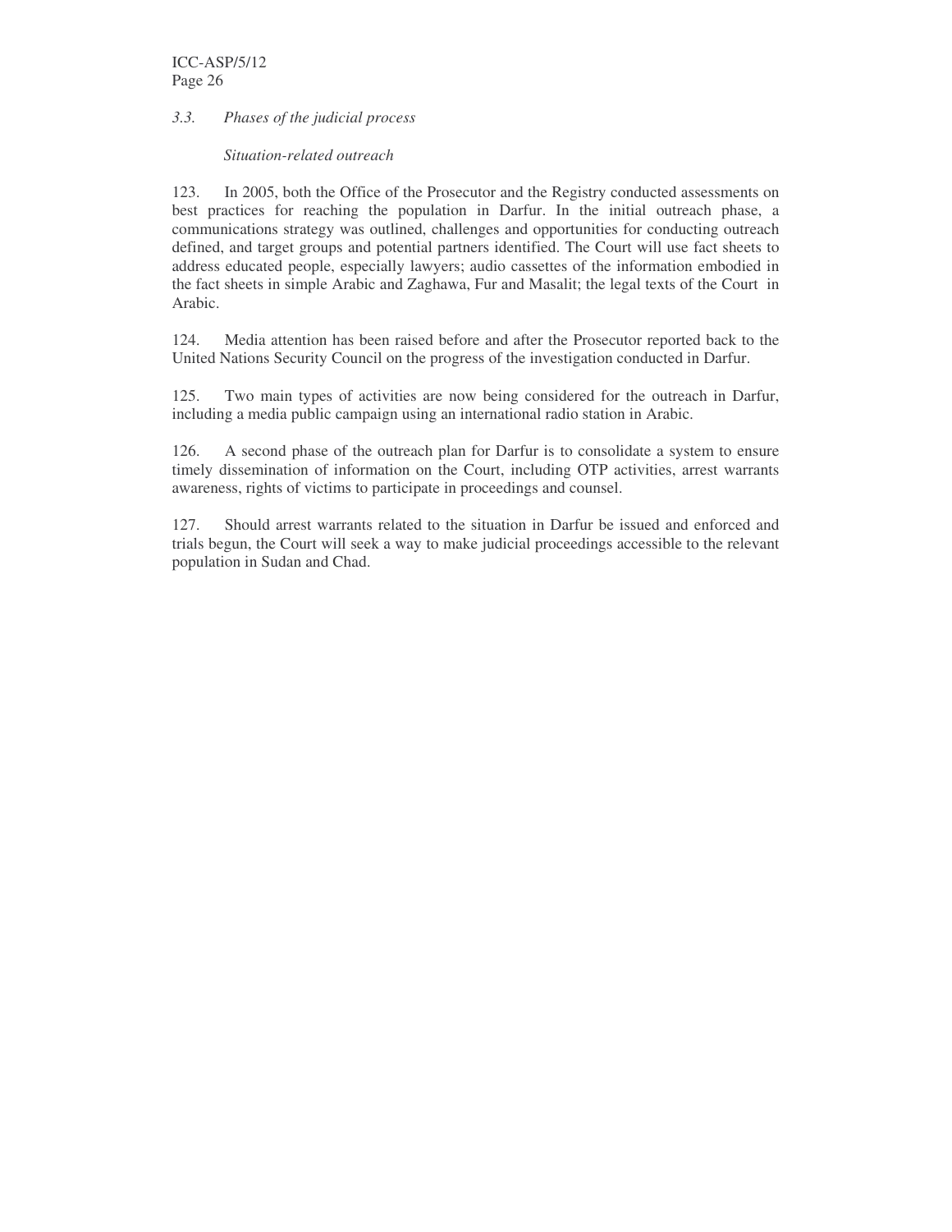### *3.3. Phases of the judicial process*

*Situation-related outreach*

123. In 2005, both the Office of the Prosecutor and the Registry conducted assessments on best practices for reaching the population in Darfur. In the initial outreach phase, a communications strategy was outlined, challenges and opportunities for conducting outreach defined, and target groups and potential partners identified. The Court will use fact sheets to address educated people, especially lawyers; audio cassettes of the information embodied in the fact sheets in simple Arabic and Zaghawa, Fur and Masalit; the legal texts of the Court in Arabic.

124. Media attention has been raised before and after the Prosecutor reported back to the United Nations Security Council on the progress of the investigation conducted in Darfur.

125. Two main types of activities are now being considered for the outreach in Darfur, including a media public campaign using an international radio station in Arabic.

126. A second phase of the outreach plan for Darfur is to consolidate a system to ensure timely dissemination of information on the Court, including OTP activities, arrest warrants awareness, rights of victims to participate in proceedings and counsel.

127. Should arrest warrants related to the situation in Darfur be issued and enforced and trials begun, the Court will seek a way to make judicial proceedings accessible to the relevant population in Sudan and Chad.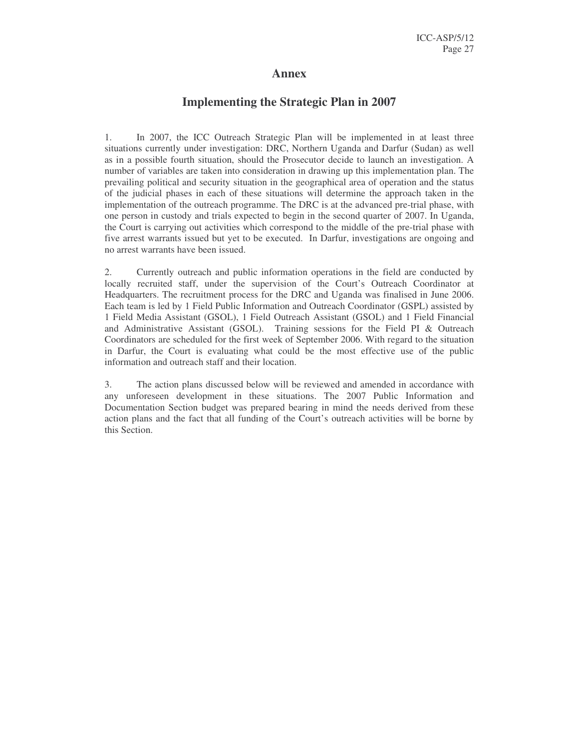# Annex

## Implementing the Strategic Plan in 2007

1. In 2007, the ICC Outreach Strategic Plan will be implemented in at least three situations currently under investigation: DRC, Northern Uganda and Darfur (Sudan) as well as in a possible fourth situation, should the Prosecutor decide to launch an investigation. A number of variables are taken into consideration in drawing up this implementation plan. The prevailing political and security situation in the geographical area of operation and the status of the judicial phases in each of these situations will determine the approach taken in the implementation of the outreach programme. The DRC is at the advanced pre-trial phase, with one person in custody and trials expected to begin in the second quarter of 2007. In Uganda, the Court is carrying out activities which correspond to the middle of the pre-trial phase with five arrest warrants issued but yet to be executed. In Darfur, investigations are ongoing and no arrest warrants have been issued.

2. Currently outreach and public information operations in the field are conducted by locally recruited staff, under the supervision of the Court's Outreach Coordinator at Headquarters. The recruitment process for the DRC and Uganda was finalised in June 2006. Each team is led by 1 Field Public Information and Outreach Coordinator (GSPL) assisted by 1 Field Media Assistant (GSOL), 1 Field Outreach Assistant (GSOL) and 1 Field Financial and Administrative Assistant (GSOL). Training sessions for the Field PI & Outreach Coordinators are scheduled for the first week of September 2006. With regard to the situation in Darfur, the Court is evaluating what could be the most effective use of the public information and outreach staff and their location.

3. The action plans discussed below will be reviewed and amended in accordance with any unforeseen development in these situations. The 2007 Public Information and Documentation Section budget was prepared bearing in mind the needs derived from these action plans and the fact that all funding of the Court's outreach activities will be borne by this Section.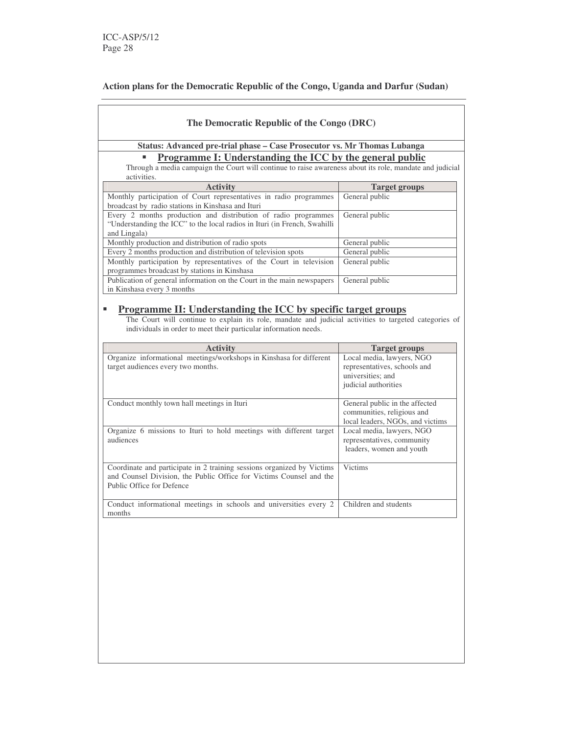**Action plans for the Democratic Republic of the Congo, Uganda and Darfur (Sudan)**

## The Democratic Republic of the Congo (DRC)

**Status: Advanced pre-trial phase – Case Prosecutor vs. Mr Thomas Lubanga**

- **Programme I: Understanding the ICC by the general public**

Through a media campaign the Court will continue to raise awareness about its role, mandate and judicial activities.

| Activity | Target groups |
|---|---|
| Monthly participation of Court representatives in radio programmes broadcast by radio stations in Kinshasa and Ituri | General public |
| Every 2 months production and distribution of radio programmes "Understanding the ICC" to the local radios in Ituri (in French, Swahilli and Lingala) | General public |
| Monthly production and distribution of radio spots | General public |
| Every 2 months production and distribution of television spots | General public |
| Monthly participation by representatives of the Court in television programmes broadcast by stations in Kinshasa | General public |
| Publication of general information on the Court in the main newspapers in Kinshasa every 3 months | General public |

- **Programme II: Understanding the ICC by specific target groups**

The Court will continue to explain its role, mandate and judicial activities to targeted categories of individuals in order to meet their particular information needs.

| Activity | Target groups |
|---|---|
| Organize informational meetings/workshops in Kinshasa for different target audiences every two months. | Local media, lawyers, NGO representatives, schools and universities; and judicial authorities |
| Conduct monthly town hall meetings in Ituri | General public in the affected communities, religious and local leaders, NGOs, and victims |
| Organize 6 missions to Ituri to hold meetings with different target audiences | Local media, lawyers, NGO representatives, community leaders, women and youth |
| Coordinate and participate in 2 training sessions organized by Victims and Counsel Division, the Public Office for Victims Counsel and the Public Office for Defence | Victims |
| Conduct informational meetings in schools and universities every 2 months | Children and students |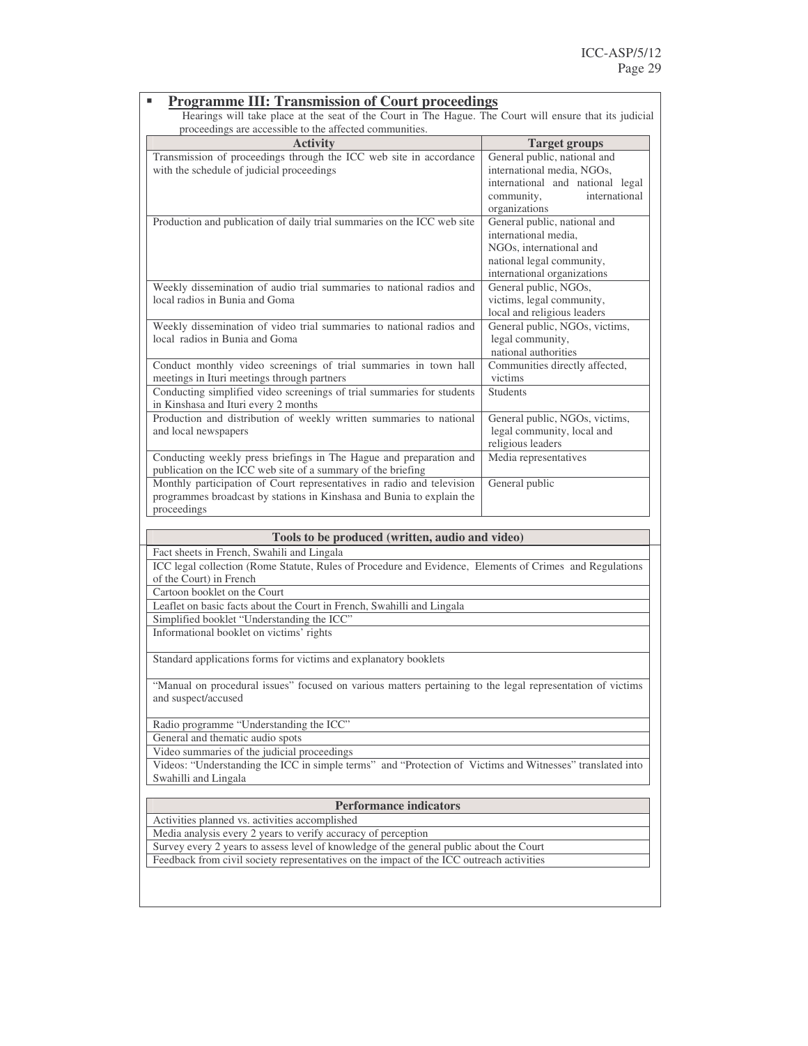- **Programme III: Transmission of Court proceedings**

Hearings will take place at the seat of the Court in The Hague. The Court will ensure that its judicial proceedings are accessible to the affected communities.

| Activity | Target groups |
|---|---|
| Transmission of proceedings through the ICC web site in accordance with the schedule of judicial proceedings | General public, national and international media, NGOs, international and national legal community, international organizations |
| Production and publication of daily trial summaries on the ICC web site | General public, national and international media, NGOs, international and national legal community, international organizations |
| Weekly dissemination of audio trial summaries to national radios and local radios in Bunia and Goma | General public, NGOs, victims, legal community, local and religious leaders |
| Weekly dissemination of video trial summaries to national radios and local radios in Bunia and Goma | General public, NGOs, victims, legal community, national authorities |
| Conduct monthly video screenings of trial summaries in town hall meetings in Ituri meetings through partners | Communities directly affected, victims |
| Conducting simplified video screenings of trial summaries for students in Kinshasa and Ituri every 2 months | Students |
| Production and distribution of weekly written summaries to national and local newspapers | General public, NGOs, victims, legal community, local and religious leaders |
| Conducting weekly press briefings in The Hague and preparation and publication on the ICC web site of a summary of the briefing | Media representatives |
| Monthly participation of Court representatives in radio and television programmes broadcast by stations in Kinshasa and Bunia to explain the proceedings | General public |

| Tools to be produced (written, audio and video) |
|---|
| Fact sheets in French, Swahili and Lingala |
| ICC legal collection (Rome Statute, Rules of Procedure and Evidence, Elements of Crimes and Regulations of the Court) in French |
| Cartoon booklet on the Court |
| Leaflet on basic facts about the Court in French, Swahilli and Lingala |
| Simplified booklet "Understanding the ICC" |
| Informational booklet on victims' rights |
| Standard applications forms for victims and explanatory booklets |
| "Manual on procedural issues" focused on various matters pertaining to the legal representation of victims and suspect/accused |
| Radio programme "Understanding the ICC" |
| General and thematic audio spots |
| Video summaries of the judicial proceedings |
| Videos: "Understanding the ICC in simple terms" and "Protection of Victims and Witnesses" translated into Swahilli and Lingala |

| Performance indicators |
|---|
| Activities planned vs. activities accomplished |
| Media analysis every 2 years to verify accuracy of perception |
| Survey every 2 years to assess level of knowledge of the general public about the Court |
| Feedback from civil society representatives on the impact of the ICC outreach activities |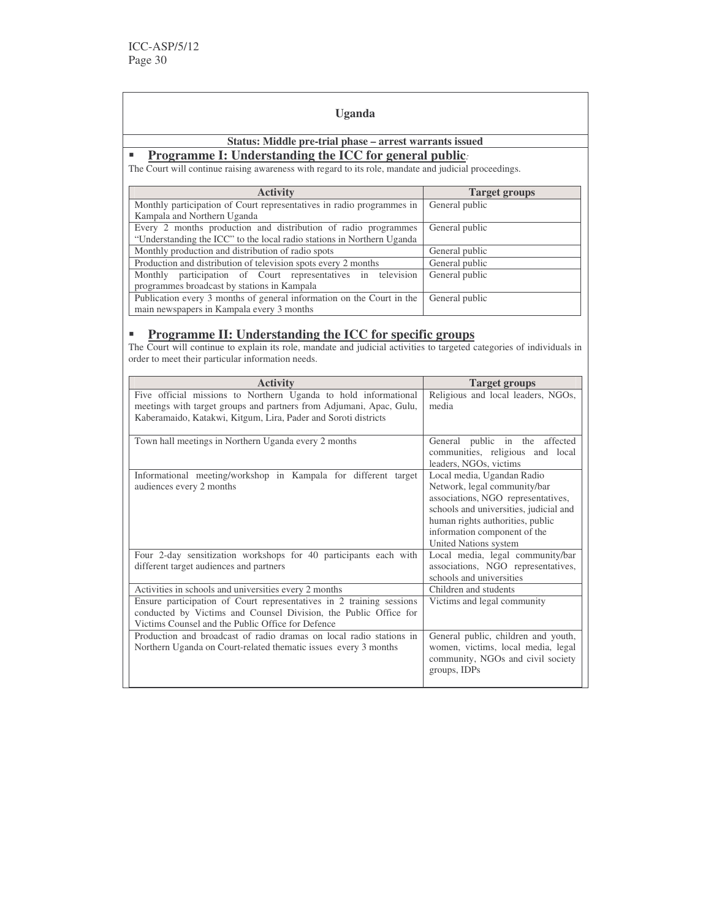## Uganda

**Status: Middle pre-trial phase – arrest warrants issued**

- **Programme I: Understanding the ICC for general public**:

The Court will continue raising awareness with regard to its role, mandate and judicial proceedings.

| Activity | Target groups |
|---|---|
| Monthly participation of Court representatives in radio programmes in Kampala and Northern Uganda | General public |
| Every 2 months production and distribution of radio programmes "Understanding the ICC" to the local radio stations in Northern Uganda | General public |
| Monthly production and distribution of radio spots | General public |
| Production and distribution of television spots every 2 months | General public |
| Monthly participation of Court representatives in television programmes broadcast by stations in Kampala | General public |
| Publication every 3 months of general information on the Court in the main newspapers in Kampala every 3 months | General public |

- **Programme II: Understanding the ICC for specific groups**

The Court will continue to explain its role, mandate and judicial activities to targeted categories of individuals in order to meet their particular information needs.

| Activity | Target groups |
|---|---|
| Five official missions to Northern Uganda to hold informational meetings with target groups and partners from Adjumani, Apac, Gulu, Kaberamaido, Katakwi, Kitgum, Lira, Pader and Soroti districts | Religious and local leaders, NGOs, media |
| Town hall meetings in Northern Uganda every 2 months | General public in the affected communities, religious and local leaders, NGOs, victims |
| Informational meeting/workshop in Kampala for different target audiences every 2 months | Local media, Ugandan Radio Network, legal community/bar associations, NGO representatives, schools and universities, judicial and human rights authorities, public information component of the United Nations system |
| Four 2-day sensitization workshops for 40 participants each with different target audiences and partners | Local media, legal community/bar associations, NGO representatives, schools and universities |
| Activities in schools and universities every 2 months | Children and students |
| Ensure participation of Court representatives in 2 training sessions conducted by Victims and Counsel Division, the Public Office for Victims Counsel and the Public Office for Defence | Victims and legal community |
| Production and broadcast of radio dramas on local radio stations in Northern Uganda on Court-related thematic issues every 3 months | General public, children and youth, women, victims, local media, legal community, NGOs and civil society groups, IDPs |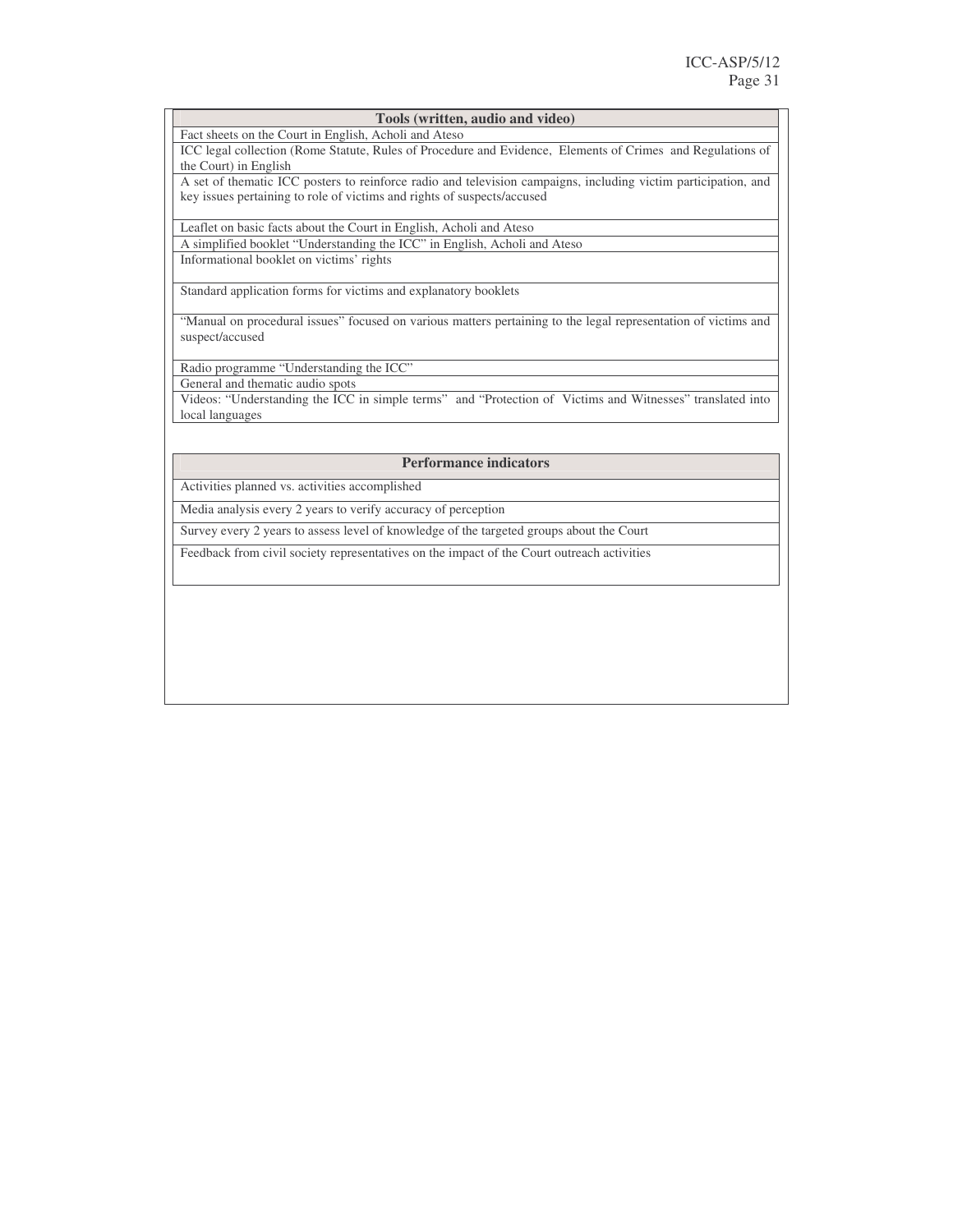| Tools (written, audio and video) |
| --- |
| Fact sheets on the Court in English, Acholi and Ateso |
| ICC legal collection (Rome Statute, Rules of Procedure and Evidence, Elements of Crimes and Regulations of the Court) in English |
| A set of thematic ICC posters to reinforce radio and television campaigns, including victim participation, and key issues pertaining to role of victims and rights of suspects/accused |
| Leaflet on basic facts about the Court in English, Acholi and Ateso |
| A simplified booklet "Understanding the ICC" in English, Acholi and Ateso |
| Informational booklet on victims' rights |
| Standard application forms for victims and explanatory booklets |
| "Manual on procedural issues" focused on various matters pertaining to the legal representation of victims and suspect/accused |
| Radio programme "Understanding the ICC" |
| General and thematic audio spots |
| Videos: "Understanding the ICC in simple terms" and "Protection of Victims and Witnesses" translated into local languages |

| Performance indicators |
| --- |
| Activities planned vs. activities accomplished |
| Media analysis every 2 years to verify accuracy of perception |
| Survey every 2 years to assess level of knowledge of the targeted groups about the Court |
| Feedback from civil society representatives on the impact of the Court outreach activities |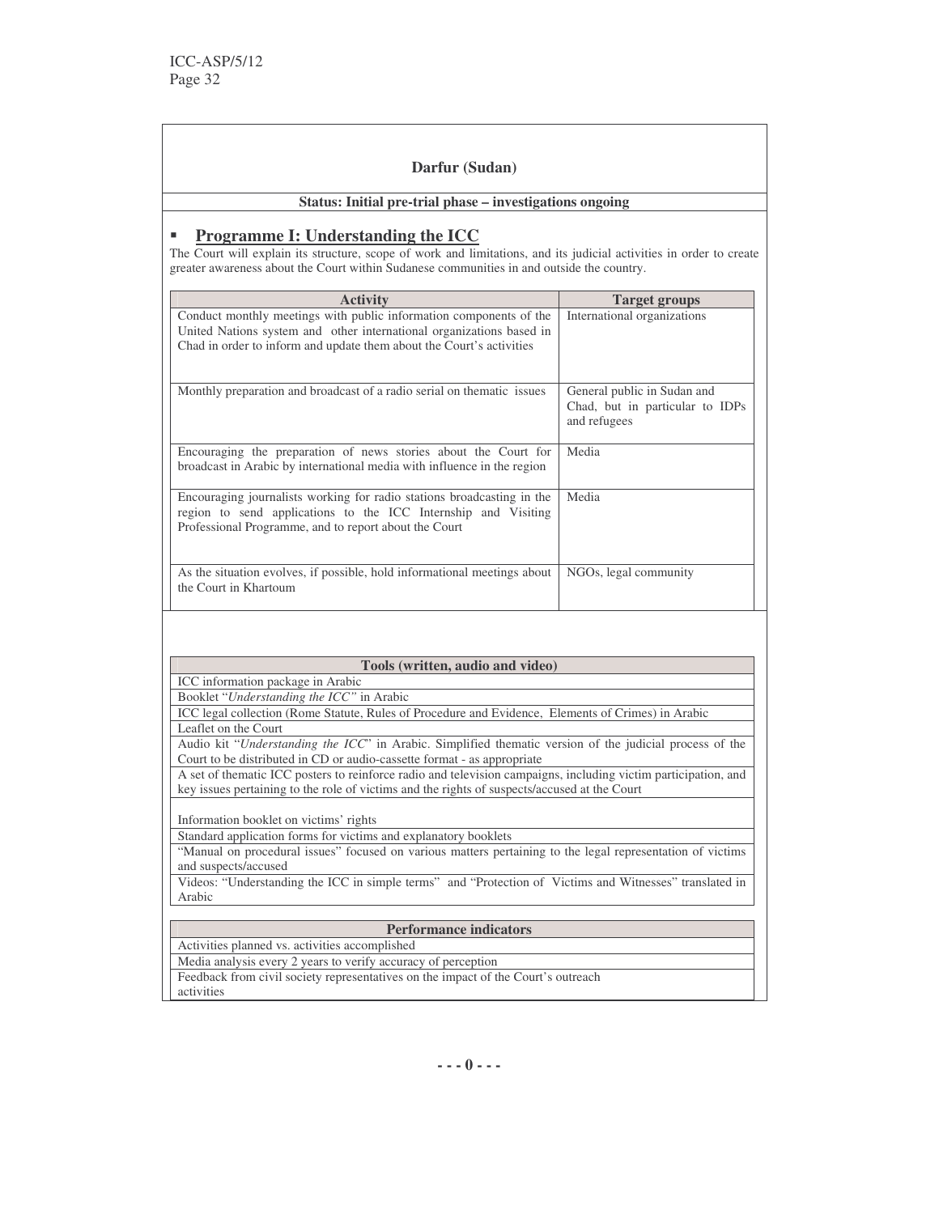## Darfur (Sudan)

**Status: Initial pre-trial phase – investigations ongoing**

- **Programme I: Understanding the ICC**

The Court will explain its structure, scope of work and limitations, and its judicial activities in order to create greater awareness about the Court within Sudanese communities in and outside the country.

| Activity | Target groups |
|---|---|
| Conduct monthly meetings with public information components of the United Nations system and other international organizations based in Chad in order to inform and update them about the Court's activities | International organizations |
| Monthly preparation and broadcast of a radio serial on thematic issues | General public in Sudan and Chad, but in particular to IDPs and refugees |
| Encouraging the preparation of news stories about the Court for broadcast in Arabic by international media with influence in the region | Media |
| Encouraging journalists working for radio stations broadcasting in the region to send applications to the ICC Internship and Visiting Professional Programme, and to report about the Court | Media |
| As the situation evolves, if possible, hold informational meetings about the Court in Khartoum | NGOs, legal community |

| Tools (written, audio and video) |
|---|
| ICC information package in Arabic |
| Booklet "*Understanding the ICC*" in Arabic |
| ICC legal collection (Rome Statute, Rules of Procedure and Evidence, Elements of Crimes) in Arabic |
| Leaflet on the Court |
| Audio kit "*Understanding the ICC*" in Arabic. Simplified thematic version of the judicial process of the Court to be distributed in CD or audio-cassette format - as appropriate |
| A set of thematic ICC posters to reinforce radio and television campaigns, including victim participation, and key issues pertaining to the role of victims and the rights of suspects/accused at the Court |
| Information booklet on victims' rights |
| Standard application forms for victims and explanatory booklets |
| "Manual on procedural issues" focused on various matters pertaining to the legal representation of victims and suspects/accused |
| Videos: "Understanding the ICC in simple terms" and "Protection of Victims and Witnesses" translated in Arabic |

| Performance indicators |
|---|
| Activities planned vs. activities accomplished |
| Media analysis every 2 years to verify accuracy of perception |
| Feedback from civil society representatives on the impact of the Court's outreach activities |

**- - - 0 - - -**